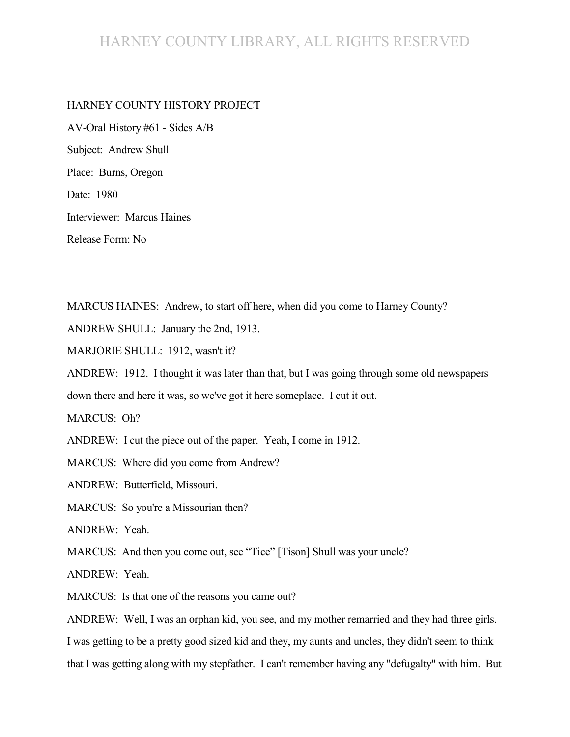HARNEY COUNTY HISTORY PROJECT

AV-Oral History #61 - Sides A/B

Subject: Andrew Shull

Place: Burns, Oregon

Date: 1980

Interviewer: Marcus Haines

Release Form: No

MARCUS HAINES: Andrew, to start off here, when did you come to Harney County?

ANDREW SHULL: January the 2nd, 1913.

MARJORIE SHULL: 1912, wasn't it?

ANDREW: 1912. I thought it was later than that, but I was going through some old newspapers down there and here it was, so we've got it here someplace. I cut it out.

MARCUS: Oh?

ANDREW: I cut the piece out of the paper. Yeah, I come in 1912.

MARCUS: Where did you come from Andrew?

ANDREW: Butterfield, Missouri.

MARCUS: So you're a Missourian then?

ANDREW: Yeah.

MARCUS: And then you come out, see "Tice" [Tison] Shull was your uncle?

ANDREW: Yeah.

MARCUS: Is that one of the reasons you came out?

ANDREW: Well, I was an orphan kid, you see, and my mother remarried and they had three girls. I was getting to be a pretty good sized kid and they, my aunts and uncles, they didn't seem to think that I was getting along with my stepfather. I can't remember having any "defugalty" with him. But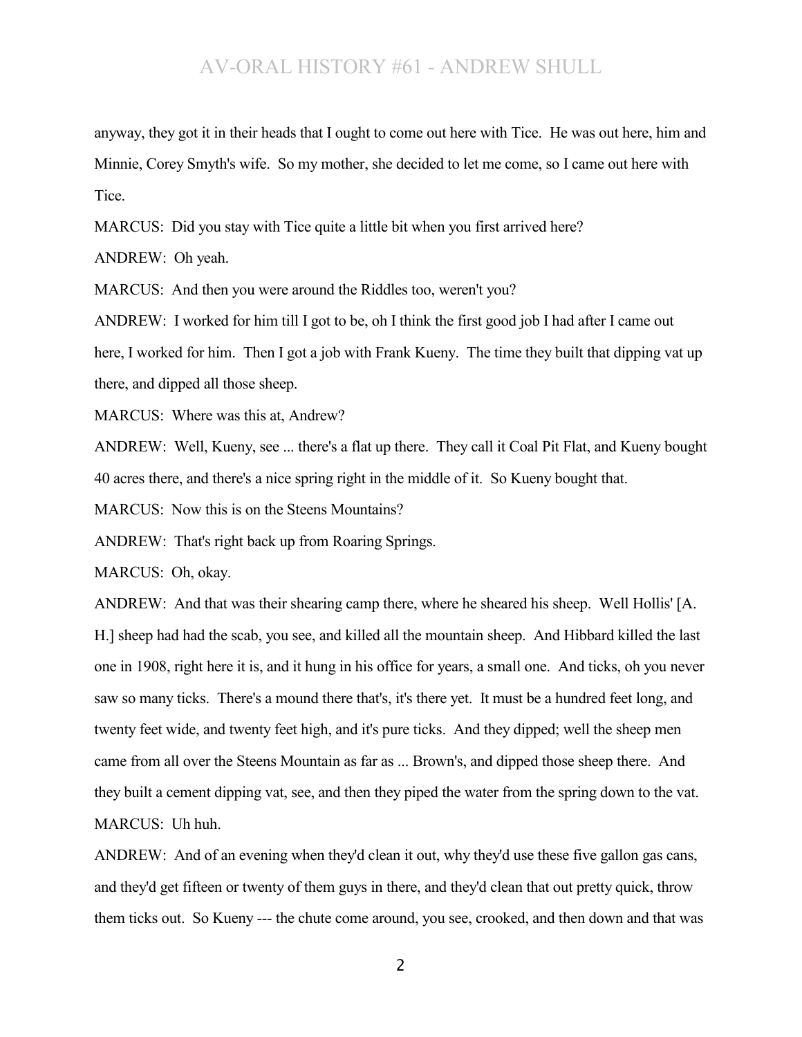anyway, they got it in their heads that I ought to come out here with Tice. He was out here, him and Minnie, Corey Smyth's wife. So my mother, she decided to let me come, so I came out here with Tice.

MARCUS: Did you stay with Tice quite a little bit when you first arrived here?

ANDREW: Oh yeah.

MARCUS: And then you were around the Riddles too, weren't you?

ANDREW: I worked for him till I got to be, oh I think the first good job I had after I came out here, I worked for him. Then I got a job with Frank Kueny. The time they built that dipping vat up there, and dipped all those sheep.

MARCUS: Where was this at, Andrew?

ANDREW: Well, Kueny, see ... there's a flat up there. They call it Coal Pit Flat, and Kueny bought 40 acres there, and there's a nice spring right in the middle of it. So Kueny bought that.

MARCUS: Now this is on the Steens Mountains?

ANDREW: That's right back up from Roaring Springs.

MARCUS: Oh, okay.

ANDREW: And that was their shearing camp there, where he sheared his sheep. Well Hollis' [A. H.] sheep had had the scab, you see, and killed all the mountain sheep. And Hibbard killed the last one in 1908, right here it is, and it hung in his office for years, a small one. And ticks, oh you never saw so many ticks. There's a mound there that's, it's there yet. It must be a hundred feet long, and twenty feet wide, and twenty feet high, and it's pure ticks. And they dipped; well the sheep men came from all over the Steens Mountain as far as ... Brown's, and dipped those sheep there. And they built a cement dipping vat, see, and then they piped the water from the spring down to the vat.

MARCUS: Uh huh.

ANDREW: And of an evening when they'd clean it out, why they'd use these five gallon gas cans, and they'd get fifteen or twenty of them guys in there, and they'd clean that out pretty quick, throw them ticks out. So Kueny --- the chute come around, you see, crooked, and then down and that was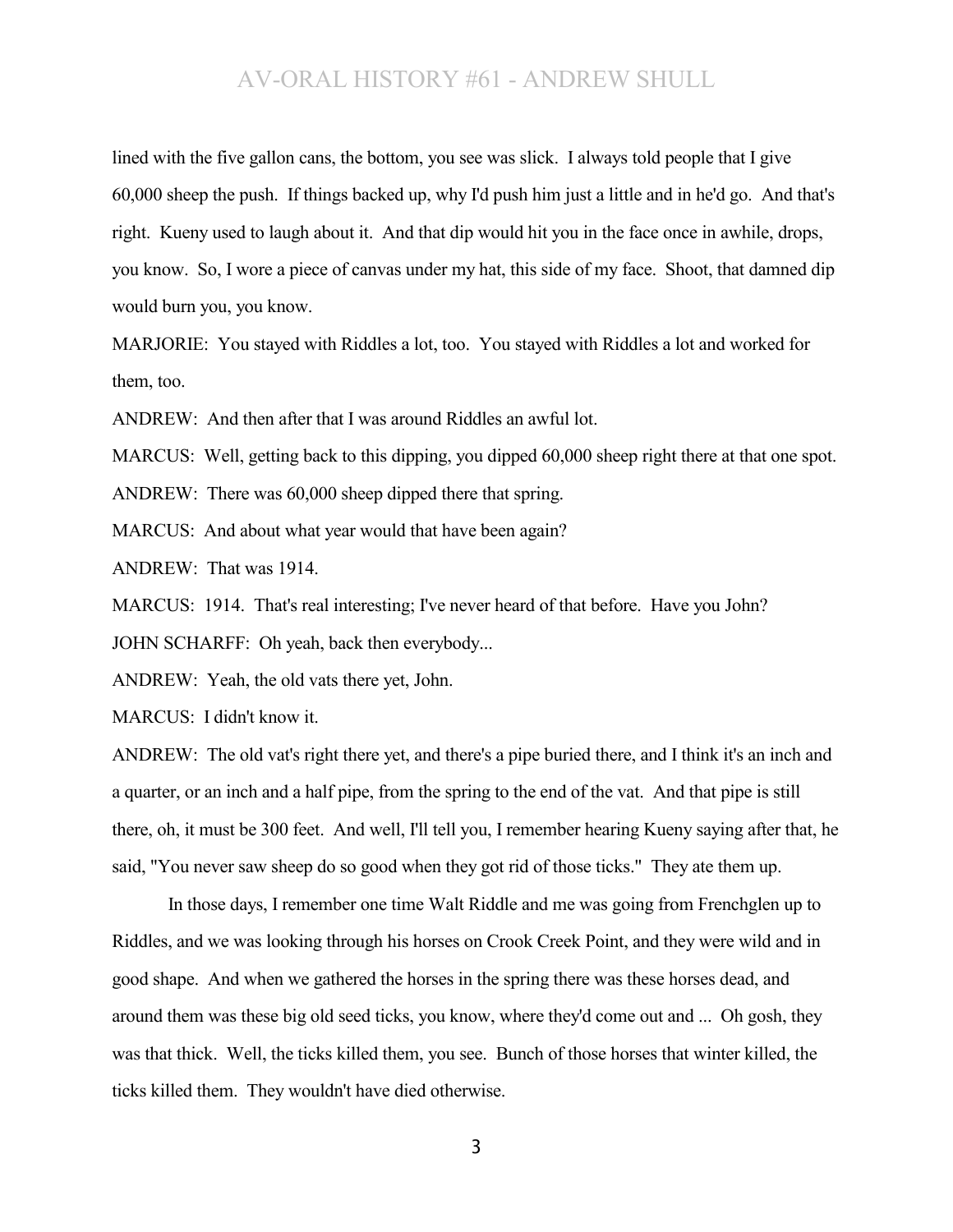lined with the five gallon cans, the bottom, you see was slick. I always told people that I give 60,000 sheep the push. If things backed up, why I'd push him just a little and in he'd go. And that's right. Kueny used to laugh about it. And that dip would hit you in the face once in awhile, drops, you know. So, I wore a piece of canvas under my hat, this side of my face. Shoot, that damned dip would burn you, you know.

MARJORIE: You stayed with Riddles a lot, too. You stayed with Riddles a lot and worked for them, too.

ANDREW: And then after that I was around Riddles an awful lot.

MARCUS: Well, getting back to this dipping, you dipped 60,000 sheep right there at that one spot.

ANDREW: There was 60,000 sheep dipped there that spring.

MARCUS: And about what year would that have been again?

ANDREW: That was 1914.

MARCUS: 1914. That's real interesting; I've never heard of that before. Have you John?

JOHN SCHARFF: Oh yeah, back then everybody...

ANDREW: Yeah, the old vats there yet, John.

MARCUS: I didn't know it.

ANDREW: The old vat's right there yet, and there's a pipe buried there, and I think it's an inch and a quarter, or an inch and a half pipe, from the spring to the end of the vat. And that pipe is still there, oh, it must be 300 feet. And well, I'll tell you, I remember hearing Kueny saying after that, he said, "You never saw sheep do so good when they got rid of those ticks." They ate them up.

In those days, I remember one time Walt Riddle and me was going from Frenchglen up to Riddles, and we was looking through his horses on Crook Creek Point, and they were wild and in good shape. And when we gathered the horses in the spring there was these horses dead, and around them was these big old seed ticks, you know, where they'd come out and ... Oh gosh, they was that thick. Well, the ticks killed them, you see. Bunch of those horses that winter killed, the ticks killed them. They wouldn't have died otherwise.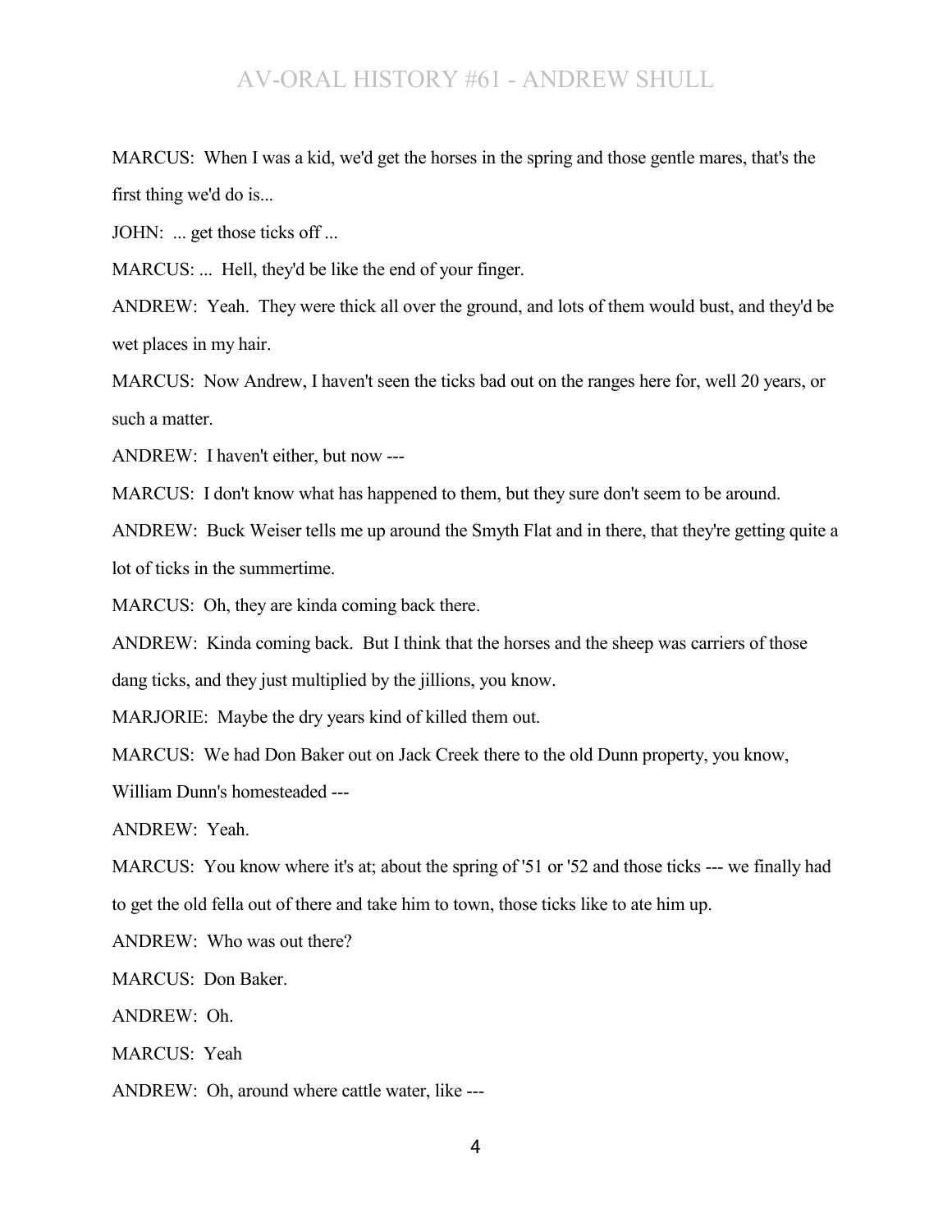MARCUS: When I was a kid, we'd get the horses in the spring and those gentle mares, that's the first thing we'd do is...

JOHN: ... get those ticks off ...

MARCUS: ... Hell, they'd be like the end of your finger.

ANDREW: Yeah. They were thick all over the ground, and lots of them would bust, and they'd be wet places in my hair.

MARCUS: Now Andrew, I haven't seen the ticks bad out on the ranges here for, well 20 years, or such a matter.

ANDREW: I haven't either, but now ---

MARCUS: I don't know what has happened to them, but they sure don't seem to be around.

ANDREW: Buck Weiser tells me up around the Smyth Flat and in there, that they're getting quite a lot of ticks in the summertime.

MARCUS: Oh, they are kinda coming back there.

ANDREW: Kinda coming back. But I think that the horses and the sheep was carriers of those dang ticks, and they just multiplied by the jillions, you know.

MARJORIE: Maybe the dry years kind of killed them out.

MARCUS: We had Don Baker out on Jack Creek there to the old Dunn property, you know, William Dunn's homesteaded ---

ANDREW: Yeah.

MARCUS: You know where it's at; about the spring of '51 or '52 and those ticks --- we finally had to get the old fella out of there and take him to town, those ticks like to ate him up.

ANDREW: Who was out there?

MARCUS: Don Baker.

ANDREW: Oh.

MARCUS: Yeah

ANDREW: Oh, around where cattle water, like ---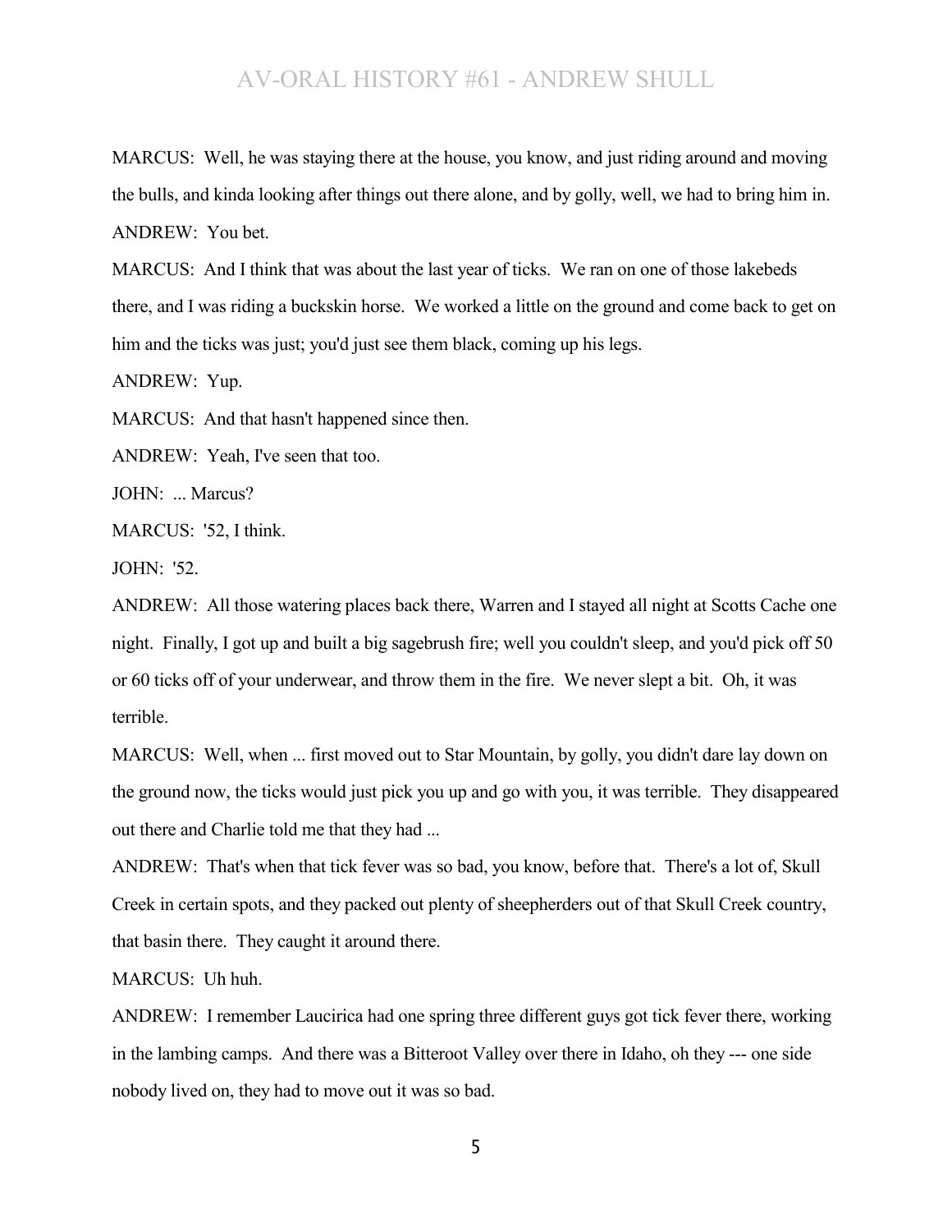MARCUS: Well, he was staying there at the house, you know, and just riding around and moving the bulls, and kinda looking after things out there alone, and by golly, well, we had to bring him in.

ANDREW: You bet.

MARCUS: And I think that was about the last year of ticks. We ran on one of those lakebeds there, and I was riding a buckskin horse. We worked a little on the ground and come back to get on him and the ticks was just; you'd just see them black, coming up his legs.

ANDREW: Yup.

MARCUS: And that hasn't happened since then.

ANDREW: Yeah, I've seen that too.

JOHN: ... Marcus?

MARCUS: '52, I think.

JOHN: '52.

ANDREW: All those watering places back there, Warren and I stayed all night at Scotts Cache one night. Finally, I got up and built a big sagebrush fire; well you couldn't sleep, and you'd pick off 50 or 60 ticks off of your underwear, and throw them in the fire. We never slept a bit. Oh, it was terrible.

MARCUS: Well, when ... first moved out to Star Mountain, by golly, you didn't dare lay down on the ground now, the ticks would just pick you up and go with you, it was terrible. They disappeared out there and Charlie told me that they had ...

ANDREW: That's when that tick fever was so bad, you know, before that. There's a lot of, Skull Creek in certain spots, and they packed out plenty of sheepherders out of that Skull Creek country, that basin there. They caught it around there.

MARCUS: Uh huh.

ANDREW: I remember Laucirica had one spring three different guys got tick fever there, working in the lambing camps. And there was a Bitteroot Valley over there in Idaho, oh they --- one side nobody lived on, they had to move out it was so bad.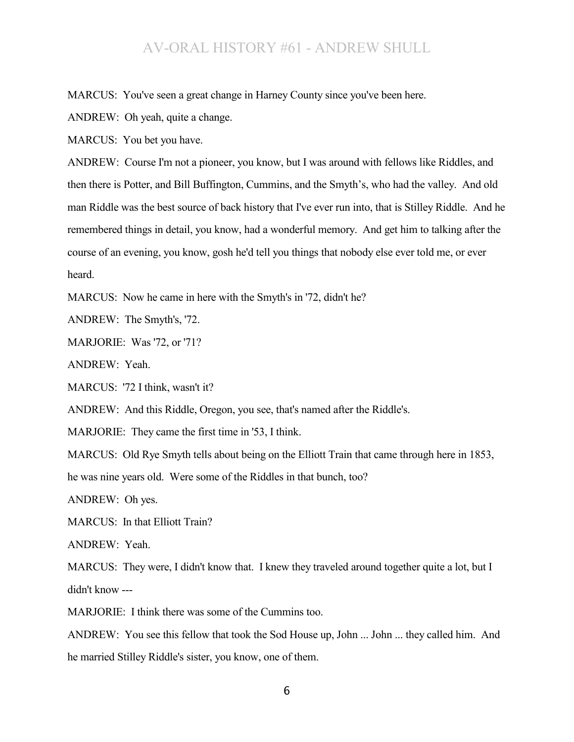MARCUS: You've seen a great change in Harney County since you've been here.

ANDREW: Oh yeah, quite a change.

MARCUS: You bet you have.

ANDREW: Course I'm not a pioneer, you know, but I was around with fellows like Riddles, and then there is Potter, and Bill Buffington, Cummins, and the Smyth's, who had the valley. And old man Riddle was the best source of back history that I've ever run into, that is Stilley Riddle. And he remembered things in detail, you know, had a wonderful memory. And get him to talking after the course of an evening, you know, gosh he'd tell you things that nobody else ever told me, or ever heard.

MARCUS: Now he came in here with the Smyth's in '72, didn't he?

ANDREW: The Smyth's, '72.

MARJORIE: Was '72, or '71?

ANDREW: Yeah.

MARCUS: '72 I think, wasn't it?

ANDREW: And this Riddle, Oregon, you see, that's named after the Riddle's.

MARJORIE: They came the first time in '53, I think.

MARCUS: Old Rye Smyth tells about being on the Elliott Train that came through here in 1853, he was nine years old. Were some of the Riddles in that bunch, too?

ANDREW: Oh yes.

MARCUS: In that Elliott Train?

ANDREW: Yeah.

MARCUS: They were, I didn't know that. I knew they traveled around together quite a lot, but I didn't know ---

MARJORIE: I think there was some of the Cummins too.

ANDREW: You see this fellow that took the Sod House up, John ... John ... they called him. And he married Stilley Riddle's sister, you know, one of them.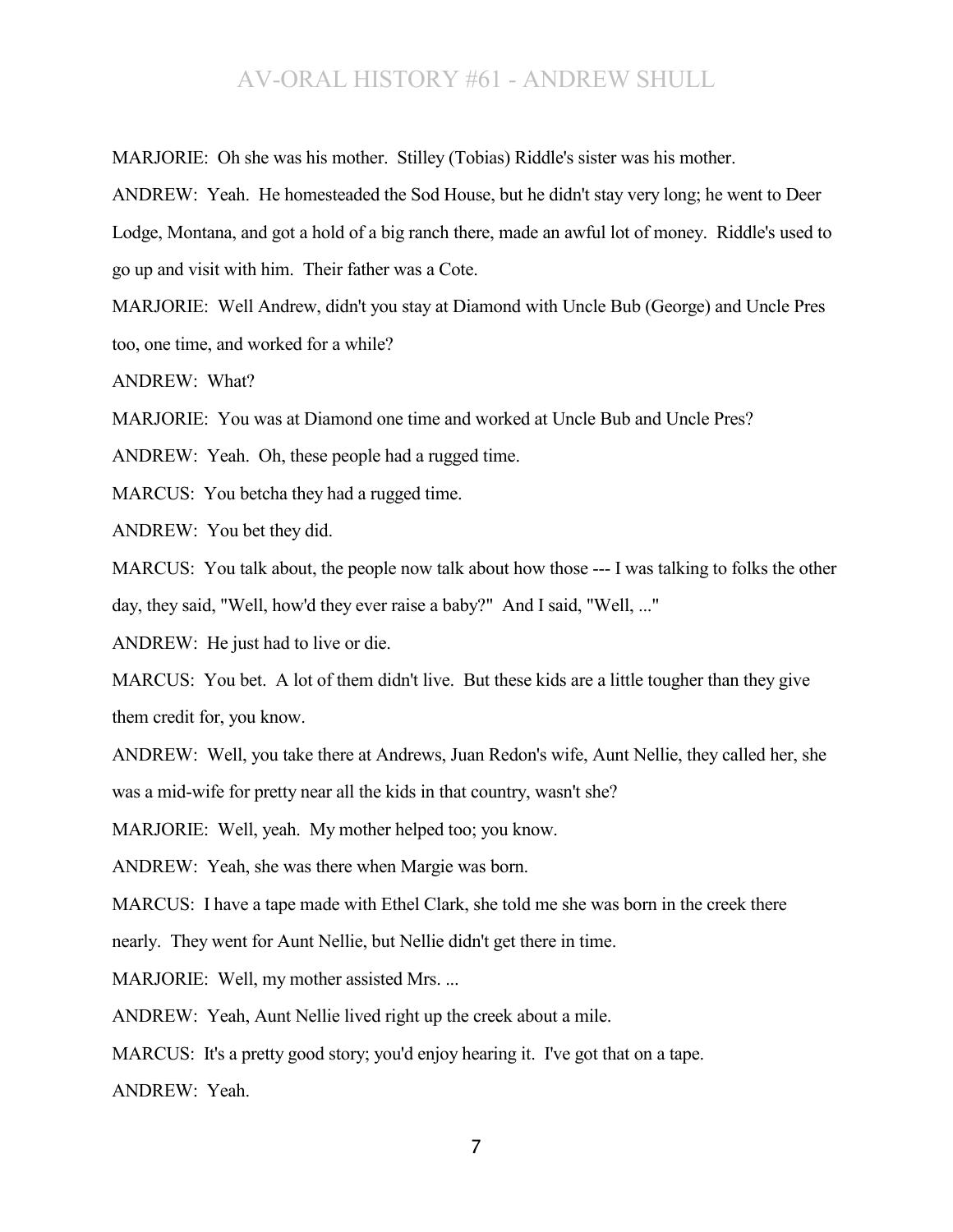MARJORIE: Oh she was his mother. Stilley (Tobias) Riddle's sister was his mother.

ANDREW: Yeah. He homesteaded the Sod House, but he didn't stay very long; he went to Deer Lodge, Montana, and got a hold of a big ranch there, made an awful lot of money. Riddle's used to go up and visit with him. Their father was a Cote.

MARJORIE: Well Andrew, didn't you stay at Diamond with Uncle Bub (George) and Uncle Pres too, one time, and worked for a while?

ANDREW: What?

MARJORIE: You was at Diamond one time and worked at Uncle Bub and Uncle Pres?

ANDREW: Yeah. Oh, these people had a rugged time.

MARCUS: You betcha they had a rugged time.

ANDREW: You bet they did.

MARCUS: You talk about, the people now talk about how those --- I was talking to folks the other day, they said, "Well, how'd they ever raise a baby?" And I said, "Well, ..."

ANDREW: He just had to live or die.

MARCUS: You bet. A lot of them didn't live. But these kids are a little tougher than they give them credit for, you know.

ANDREW: Well, you take there at Andrews, Juan Redon's wife, Aunt Nellie, they called her, she was a mid-wife for pretty near all the kids in that country, wasn't she?

MARJORIE: Well, yeah. My mother helped too; you know.

ANDREW: Yeah, she was there when Margie was born.

MARCUS: I have a tape made with Ethel Clark, she told me she was born in the creek there nearly. They went for Aunt Nellie, but Nellie didn't get there in time.

MARJORIE: Well, my mother assisted Mrs. ...

ANDREW: Yeah, Aunt Nellie lived right up the creek about a mile.

MARCUS: It's a pretty good story; you'd enjoy hearing it. I've got that on a tape.

ANDREW: Yeah.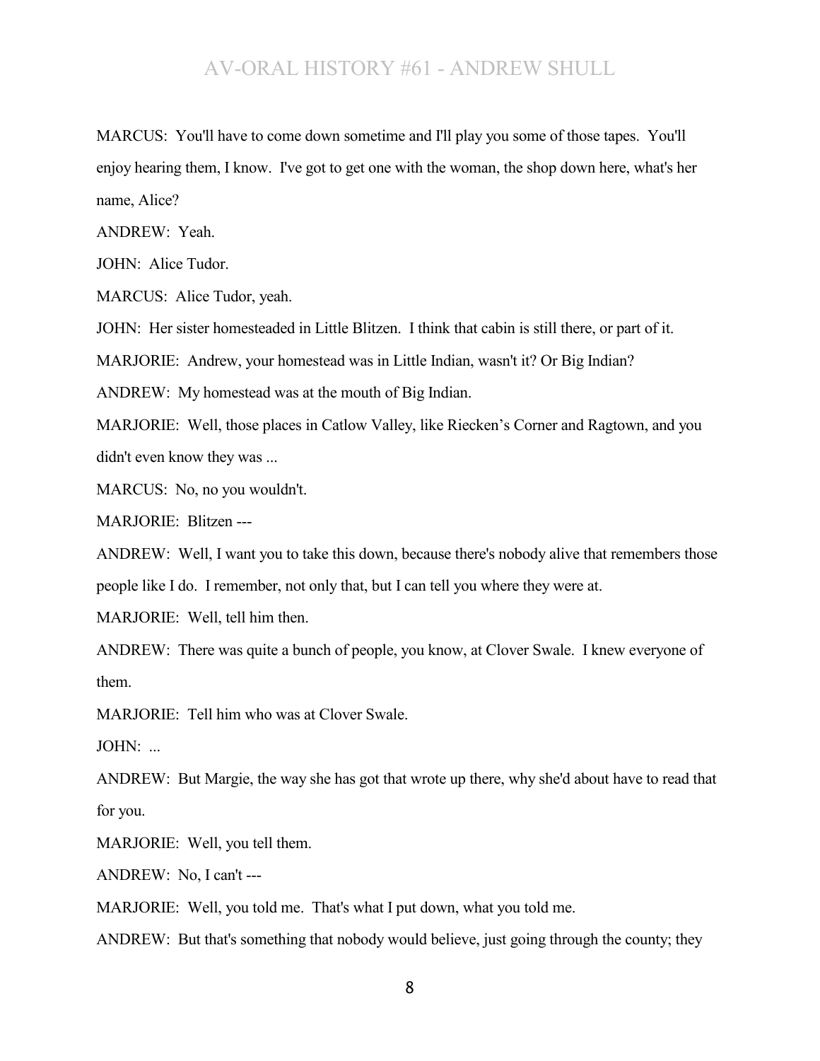MARCUS: You'll have to come down sometime and I'll play you some of those tapes. You'll enjoy hearing them, I know. I've got to get one with the woman, the shop down here, what's her name, Alice?

ANDREW: Yeah.

JOHN: Alice Tudor.

MARCUS: Alice Tudor, yeah.

JOHN: Her sister homesteaded in Little Blitzen. I think that cabin is still there, or part of it.

MARJORIE: Andrew, your homestead was in Little Indian, wasn't it? Or Big Indian?

ANDREW: My homestead was at the mouth of Big Indian.

MARJORIE: Well, those places in Catlow Valley, like Riecken's Corner and Ragtown, and you didn't even know they was ...

MARCUS: No, no you wouldn't.

MARJORIE: Blitzen ---

ANDREW: Well, I want you to take this down, because there's nobody alive that remembers those people like I do. I remember, not only that, but I can tell you where they were at.

MARJORIE: Well, tell him then.

ANDREW: There was quite a bunch of people, you know, at Clover Swale. I knew everyone of them.

MARJORIE: Tell him who was at Clover Swale.

JOHN: ...

ANDREW: But Margie, the way she has got that wrote up there, why she'd about have to read that for you.

MARJORIE: Well, you tell them.

ANDREW: No, I can't ---

MARJORIE: Well, you told me. That's what I put down, what you told me.

ANDREW: But that's something that nobody would believe, just going through the county; they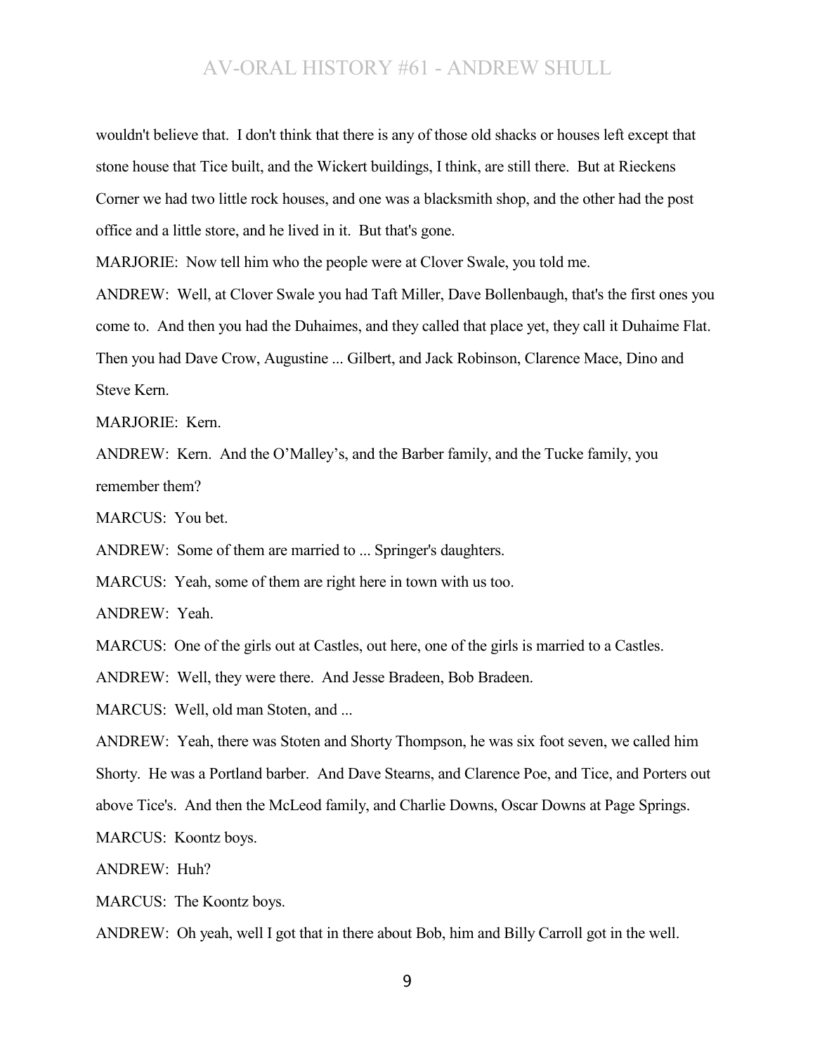wouldn't believe that. I don't think that there is any of those old shacks or houses left except that stone house that Tice built, and the Wickert buildings, I think, are still there. But at Rieckens Corner we had two little rock houses, and one was a blacksmith shop, and the other had the post office and a little store, and he lived in it. But that's gone.

MARJORIE: Now tell him who the people were at Clover Swale, you told me.

ANDREW: Well, at Clover Swale you had Taft Miller, Dave Bollenbaugh, that's the first ones you come to. And then you had the Duhaimes, and they called that place yet, they call it Duhaime Flat. Then you had Dave Crow, Augustine ... Gilbert, and Jack Robinson, Clarence Mace, Dino and Steve Kern.

MARJORIE: Kern.

ANDREW: Kern. And the O'Malley's, and the Barber family, and the Tucke family, you remember them?

MARCUS: You bet.

ANDREW: Some of them are married to ... Springer's daughters.

MARCUS: Yeah, some of them are right here in town with us too.

ANDREW: Yeah.

MARCUS: One of the girls out at Castles, out here, one of the girls is married to a Castles.

ANDREW: Well, they were there. And Jesse Bradeen, Bob Bradeen.

MARCUS: Well, old man Stoten, and ...

ANDREW: Yeah, there was Stoten and Shorty Thompson, he was six foot seven, we called him Shorty. He was a Portland barber. And Dave Stearns, and Clarence Poe, and Tice, and Porters out above Tice's. And then the McLeod family, and Charlie Downs, Oscar Downs at Page Springs.

MARCUS: Koontz boys.

ANDREW: Huh?

MARCUS: The Koontz boys.

ANDREW: Oh yeah, well I got that in there about Bob, him and Billy Carroll got in the well.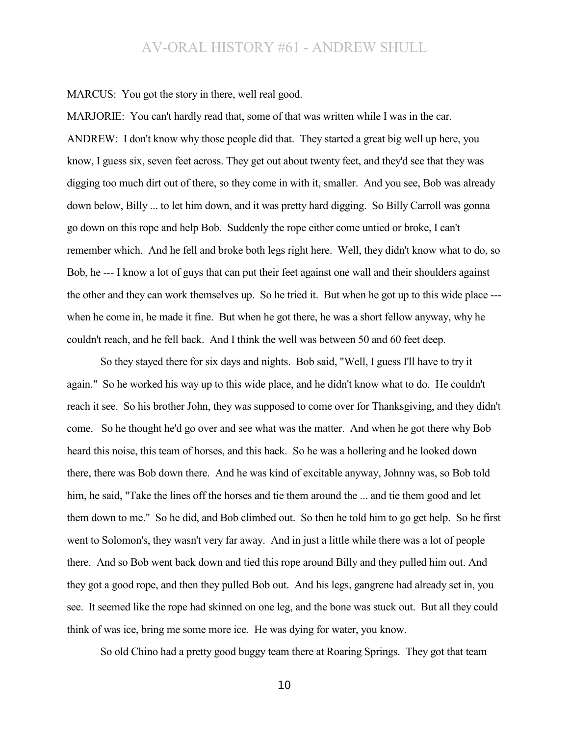MARCUS: You got the story in there, well real good.

MARJORIE: You can't hardly read that, some of that was written while I was in the car.

ANDREW: I don't know why those people did that. They started a great big well up here, you know, I guess six, seven feet across. They get out about twenty feet, and they'd see that they was digging too much dirt out of there, so they come in with it, smaller. And you see, Bob was already down below, Billy ... to let him down, and it was pretty hard digging. So Billy Carroll was gonna go down on this rope and help Bob. Suddenly the rope either come untied or broke, I can't remember which. And he fell and broke both legs right here. Well, they didn't know what to do, so Bob, he --- I know a lot of guys that can put their feet against one wall and their shoulders against the other and they can work themselves up. So he tried it. But when he got up to this wide place --- when he come in, he made it fine. But when he got there, he was a short fellow anyway, why he couldn't reach, and he fell back. And I think the well was between 50 and 60 feet deep.

So they stayed there for six days and nights. Bob said, "Well, I guess I'll have to try it again." So he worked his way up to this wide place, and he didn't know what to do. He couldn't reach it see. So his brother John, they was supposed to come over for Thanksgiving, and they didn't come. So he thought he'd go over and see what was the matter. And when he got there why Bob heard this noise, this team of horses, and this hack. So he was a hollering and he looked down there, there was Bob down there. And he was kind of excitable anyway, Johnny was, so Bob told him, he said, "Take the lines off the horses and tie them around the ... and tie them good and let them down to me." So he did, and Bob climbed out. So then he told him to go get help. So he first went to Solomon's, they wasn't very far away. And in just a little while there was a lot of people there. And so Bob went back down and tied this rope around Billy and they pulled him out. And they got a good rope, and then they pulled Bob out. And his legs, gangrene had already set in, you see. It seemed like the rope had skinned on one leg, and the bone was stuck out. But all they could think of was ice, bring me some more ice. He was dying for water, you know.

So old Chino had a pretty good buggy team there at Roaring Springs. They got that team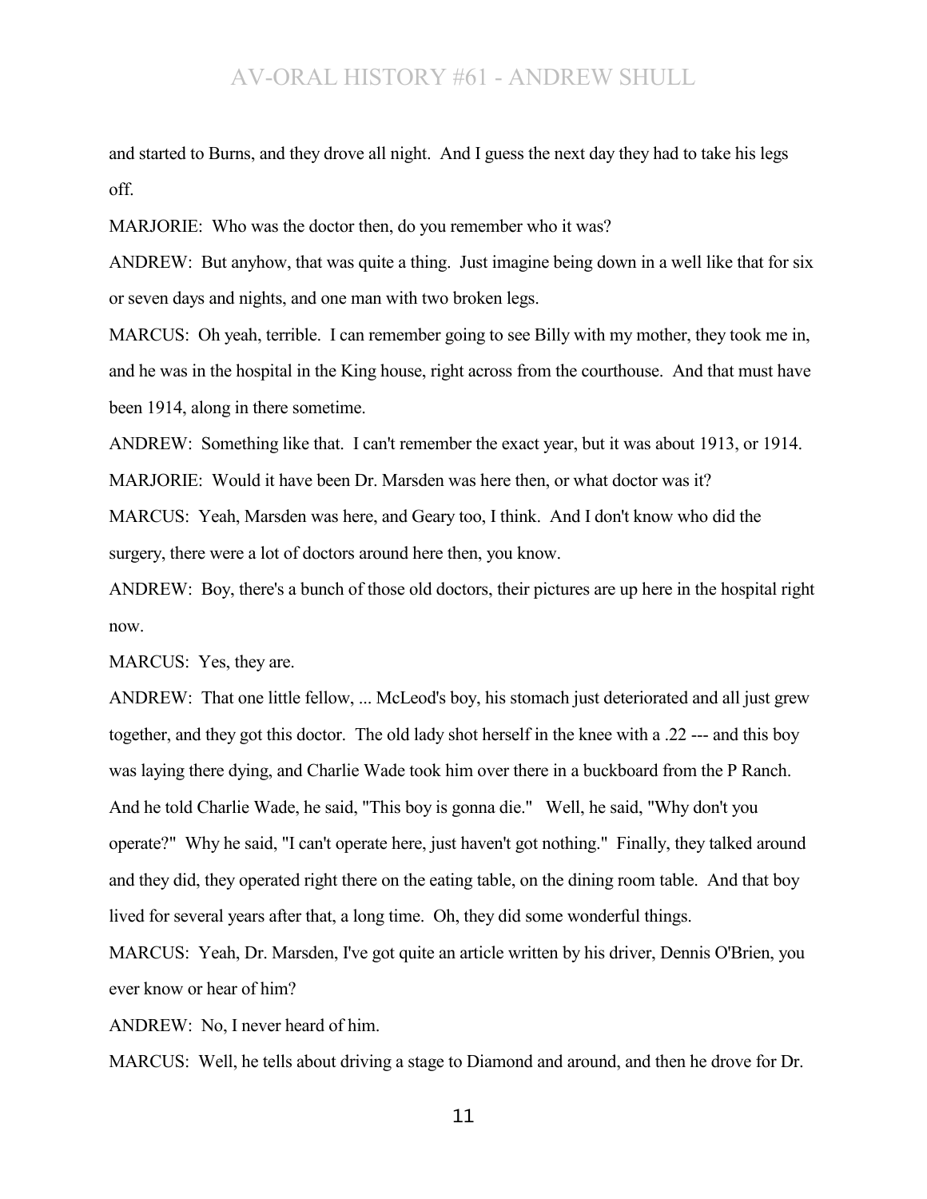and started to Burns, and they drove all night. And I guess the next day they had to take his legs off.

MARJORIE: Who was the doctor then, do you remember who it was?

ANDREW: But anyhow, that was quite a thing. Just imagine being down in a well like that for six or seven days and nights, and one man with two broken legs.

MARCUS: Oh yeah, terrible. I can remember going to see Billy with my mother, they took me in, and he was in the hospital in the King house, right across from the courthouse. And that must have been 1914, along in there sometime.

ANDREW: Something like that. I can't remember the exact year, but it was about 1913, or 1914.

MARJORIE: Would it have been Dr. Marsden was here then, or what doctor was it?

MARCUS: Yeah, Marsden was here, and Geary too, I think. And I don't know who did the surgery, there were a lot of doctors around here then, you know.

ANDREW: Boy, there's a bunch of those old doctors, their pictures are up here in the hospital right now.

MARCUS: Yes, they are.

ANDREW: That one little fellow, ... McLeod's boy, his stomach just deteriorated and all just grew together, and they got this doctor. The old lady shot herself in the knee with a .22 --- and this boy was laying there dying, and Charlie Wade took him over there in a buckboard from the P Ranch. And he told Charlie Wade, he said, "This boy is gonna die." Well, he said, "Why don't you operate?" Why he said, "I can't operate here, just haven't got nothing." Finally, they talked around and they did, they operated right there on the eating table, on the dining room table. And that boy lived for several years after that, a long time. Oh, they did some wonderful things.

MARCUS: Yeah, Dr. Marsden, I've got quite an article written by his driver, Dennis O'Brien, you ever know or hear of him?

ANDREW: No, I never heard of him.

MARCUS: Well, he tells about driving a stage to Diamond and around, and then he drove for Dr.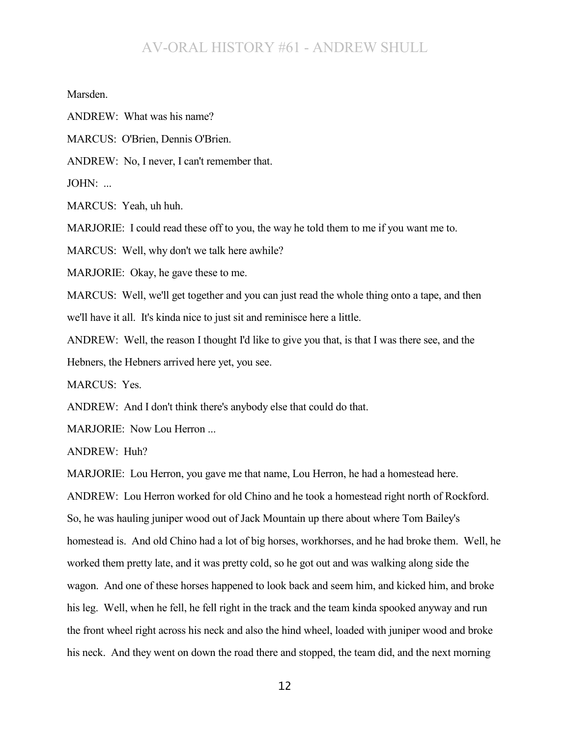Marsden.

ANDREW: What was his name?

MARCUS: O'Brien, Dennis O'Brien.

ANDREW: No, I never, I can't remember that.

JOHN: ...

MARCUS: Yeah, uh huh.

MARJORIE: I could read these off to you, the way he told them to me if you want me to.

MARCUS: Well, why don't we talk here awhile?

MARJORIE: Okay, he gave these to me.

MARCUS: Well, we'll get together and you can just read the whole thing onto a tape, and then we'll have it all. It's kinda nice to just sit and reminisce here a little.

ANDREW: Well, the reason I thought I'd like to give you that, is that I was there see, and the Hebners, the Hebners arrived here yet, you see.

MARCUS: Yes.

ANDREW: And I don't think there's anybody else that could do that.

MARJORIE: Now Lou Herron ...

ANDREW: Huh?

MARJORIE: Lou Herron, you gave me that name, Lou Herron, he had a homestead here.

ANDREW: Lou Herron worked for old Chino and he took a homestead right north of Rockford. So, he was hauling juniper wood out of Jack Mountain up there about where Tom Bailey's homestead is. And old Chino had a lot of big horses, workhorses, and he had broke them. Well, he worked them pretty late, and it was pretty cold, so he got out and was walking along side the wagon. And one of these horses happened to look back and seem him, and kicked him, and broke his leg. Well, when he fell, he fell right in the track and the team kinda spooked anyway and run the front wheel right across his neck and also the hind wheel, loaded with juniper wood and broke his neck. And they went on down the road there and stopped, the team did, and the next morning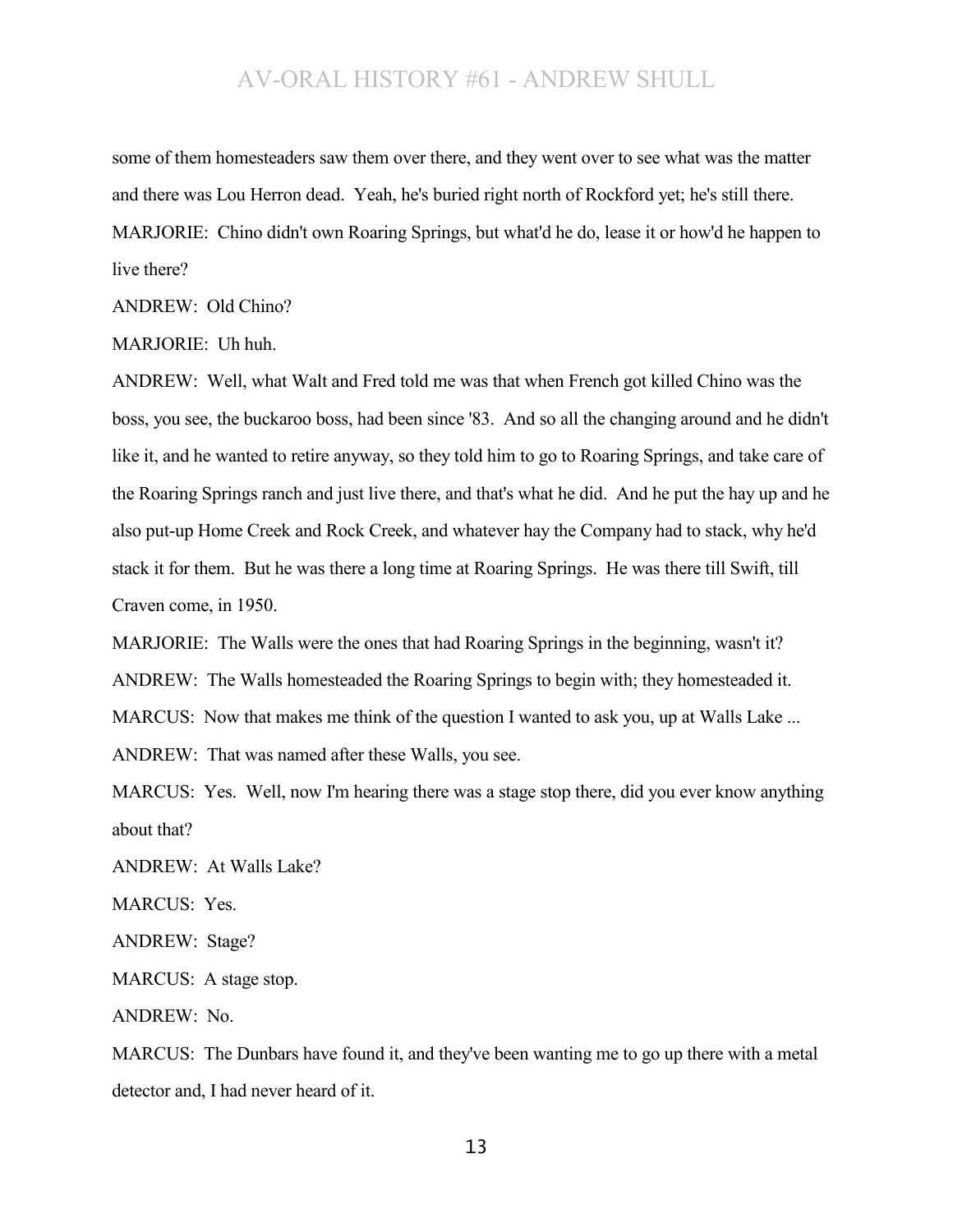some of them homesteaders saw them over there, and they went over to see what was the matter and there was Lou Herron dead. Yeah, he's buried right north of Rockford yet; he's still there.

MARJORIE: Chino didn't own Roaring Springs, but what'd he do, lease it or how'd he happen to live there?

ANDREW: Old Chino?

MARJORIE: Uh huh.

ANDREW: Well, what Walt and Fred told me was that when French got killed Chino was the boss, you see, the buckaroo boss, had been since '83. And so all the changing around and he didn't like it, and he wanted to retire anyway, so they told him to go to Roaring Springs, and take care of the Roaring Springs ranch and just live there, and that's what he did. And he put the hay up and he also put-up Home Creek and Rock Creek, and whatever hay the Company had to stack, why he'd stack it for them. But he was there a long time at Roaring Springs. He was there till Swift, till Craven come, in 1950.

MARJORIE: The Walls were the ones that had Roaring Springs in the beginning, wasn't it?

ANDREW: The Walls homesteaded the Roaring Springs to begin with; they homesteaded it.

MARCUS: Now that makes me think of the question I wanted to ask you, up at Walls Lake ...

ANDREW: That was named after these Walls, you see.

MARCUS: Yes. Well, now I'm hearing there was a stage stop there, did you ever know anything about that?

ANDREW: At Walls Lake?

MARCUS: Yes.

ANDREW: Stage?

MARCUS: A stage stop.

ANDREW: No.

MARCUS: The Dunbars have found it, and they've been wanting me to go up there with a metal detector and, I had never heard of it.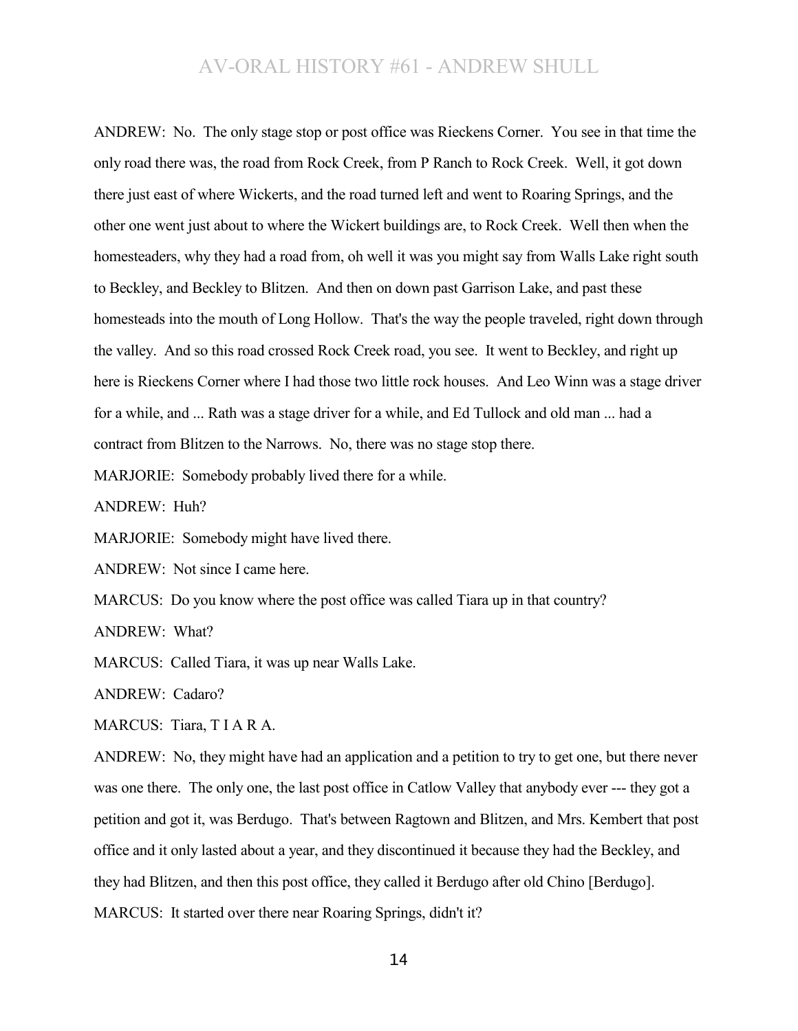ANDREW: No. The only stage stop or post office was Rieckens Corner. You see in that time the only road there was, the road from Rock Creek, from P Ranch to Rock Creek. Well, it got down there just east of where Wickerts, and the road turned left and went to Roaring Springs, and the other one went just about to where the Wickert buildings are, to Rock Creek. Well then when the homesteaders, why they had a road from, oh well it was you might say from Walls Lake right south to Beckley, and Beckley to Blitzen. And then on down past Garrison Lake, and past these homesteads into the mouth of Long Hollow. That's the way the people traveled, right down through the valley. And so this road crossed Rock Creek road, you see. It went to Beckley, and right up here is Rieckens Corner where I had those two little rock houses. And Leo Winn was a stage driver for a while, and ... Rath was a stage driver for a while, and Ed Tullock and old man ... had a contract from Blitzen to the Narrows. No, there was no stage stop there.

MARJORIE: Somebody probably lived there for a while.

ANDREW: Huh?

MARJORIE: Somebody might have lived there.

ANDREW: Not since I came here.

MARCUS: Do you know where the post office was called Tiara up in that country?

ANDREW: What?

MARCUS: Called Tiara, it was up near Walls Lake.

ANDREW: Cadaro?

MARCUS: Tiara, T I A R A.

ANDREW: No, they might have had an application and a petition to try to get one, but there never was one there. The only one, the last post office in Catlow Valley that anybody ever --- they got a petition and got it, was Berdugo. That's between Ragtown and Blitzen, and Mrs. Kembert that post office and it only lasted about a year, and they discontinued it because they had the Beckley, and they had Blitzen, and then this post office, they called it Berdugo after old Chino [Berdugo].

MARCUS: It started over there near Roaring Springs, didn't it?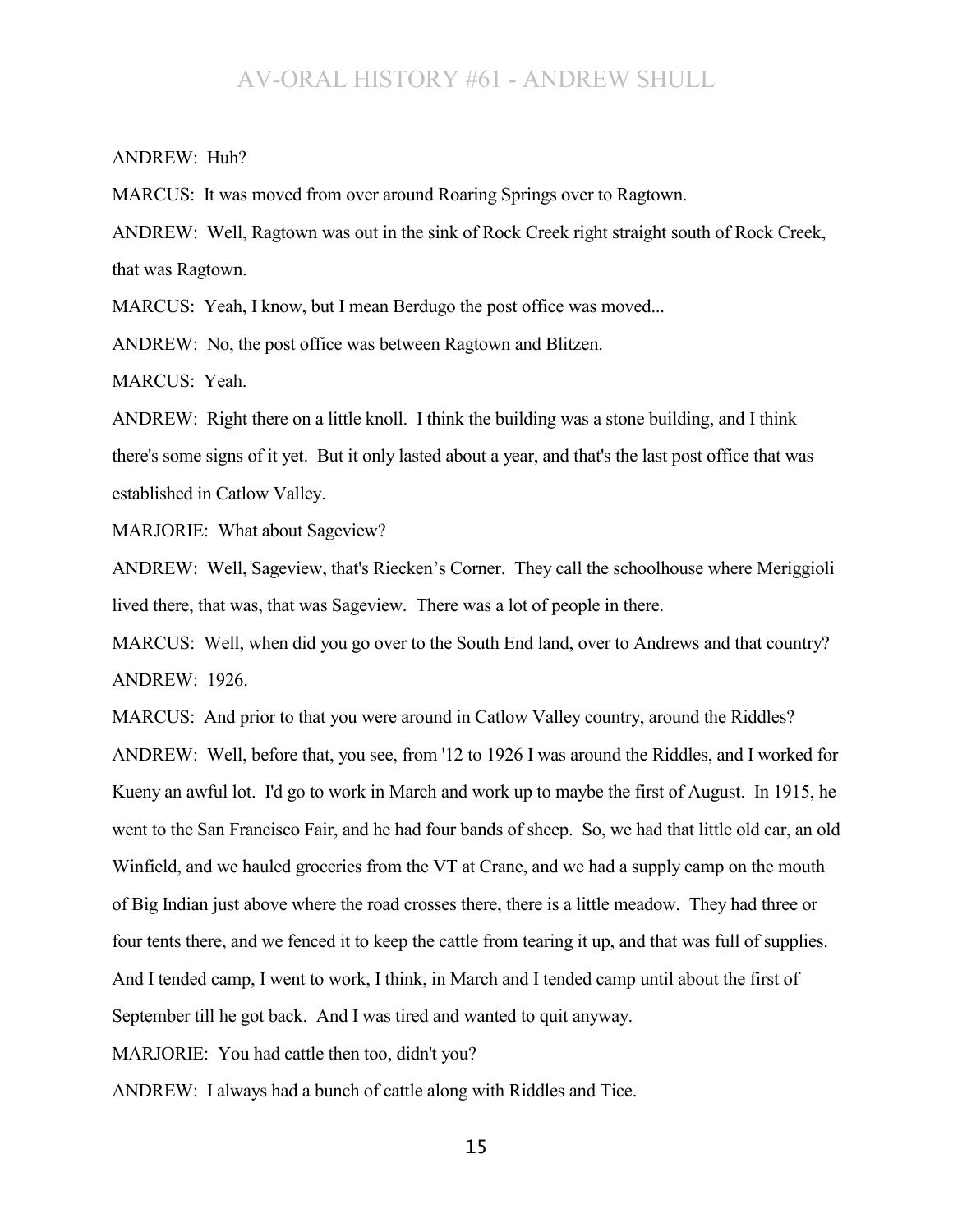ANDREW: Huh?

MARCUS: It was moved from over around Roaring Springs over to Ragtown.

ANDREW: Well, Ragtown was out in the sink of Rock Creek right straight south of Rock Creek, that was Ragtown.

MARCUS: Yeah, I know, but I mean Berdugo the post office was moved...

ANDREW: No, the post office was between Ragtown and Blitzen.

MARCUS: Yeah.

ANDREW: Right there on a little knoll. I think the building was a stone building, and I think there's some signs of it yet. But it only lasted about a year, and that's the last post office that was established in Catlow Valley.

MARJORIE: What about Sageview?

ANDREW: Well, Sageview, that's Riecken's Corner. They call the schoolhouse where Meriggioli lived there, that was, that was Sageview. There was a lot of people in there.

MARCUS: Well, when did you go over to the South End land, over to Andrews and that country?

ANDREW: 1926.

MARCUS: And prior to that you were around in Catlow Valley country, around the Riddles?

ANDREW: Well, before that, you see, from '12 to 1926 I was around the Riddles, and I worked for Kueny an awful lot. I'd go to work in March and work up to maybe the first of August. In 1915, he went to the San Francisco Fair, and he had four bands of sheep. So, we had that little old car, an old Winfield, and we hauled groceries from the VT at Crane, and we had a supply camp on the mouth of Big Indian just above where the road crosses there, there is a little meadow. They had three or four tents there, and we fenced it to keep the cattle from tearing it up, and that was full of supplies. And I tended camp, I went to work, I think, in March and I tended camp until about the first of September till he got back. And I was tired and wanted to quit anyway.

MARJORIE: You had cattle then too, didn't you?

ANDREW: I always had a bunch of cattle along with Riddles and Tice.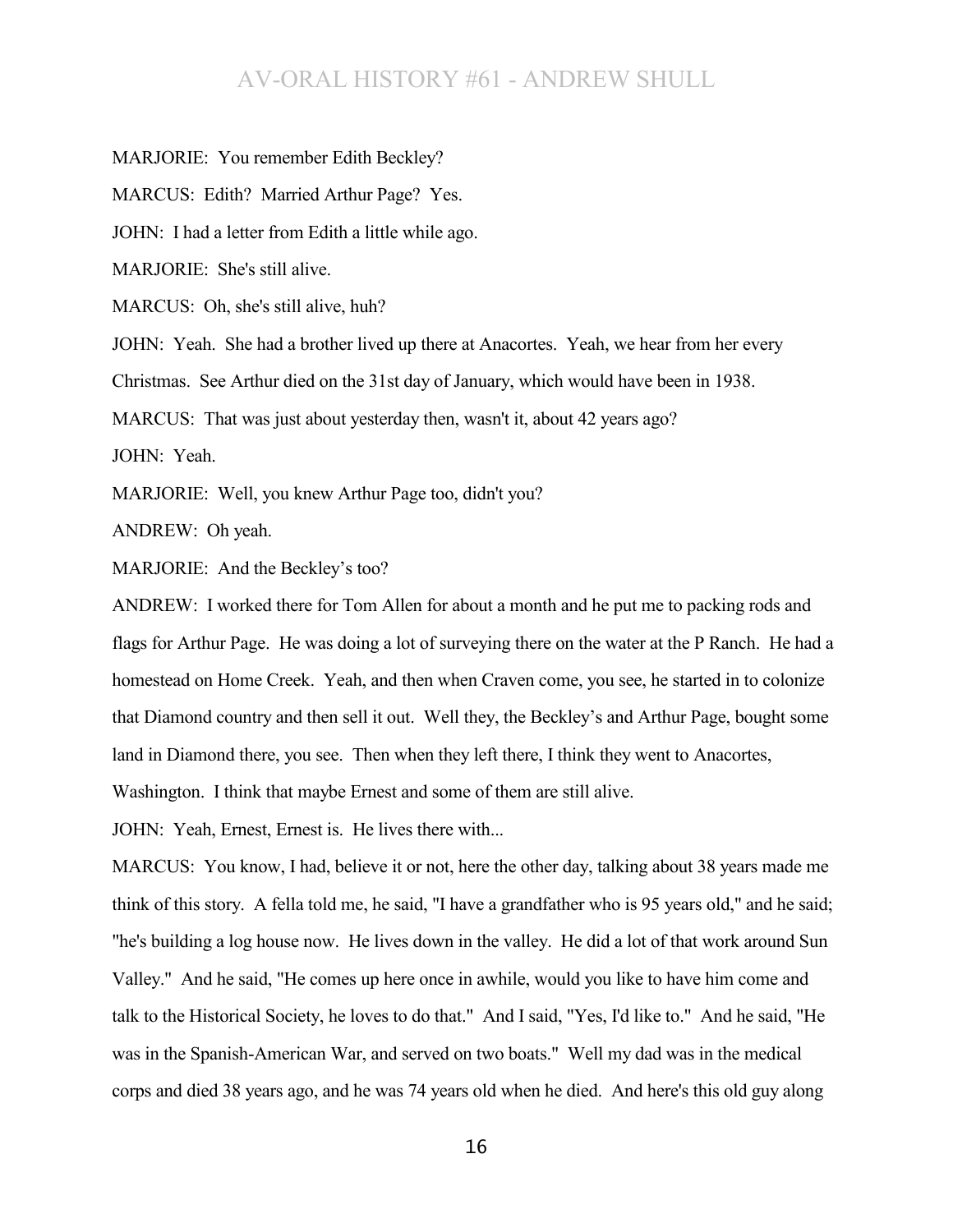MARJORIE: You remember Edith Beckley?

MARCUS: Edith? Married Arthur Page? Yes.

JOHN: I had a letter from Edith a little while ago.

MARJORIE: She's still alive.

MARCUS: Oh, she's still alive, huh?

JOHN: Yeah. She had a brother lived up there at Anacortes. Yeah, we hear from her every Christmas. See Arthur died on the 31st day of January, which would have been in 1938.

MARCUS: That was just about yesterday then, wasn't it, about 42 years ago?

JOHN: Yeah.

MARJORIE: Well, you knew Arthur Page too, didn't you?

ANDREW: Oh yeah.

MARJORIE: And the Beckley's too?

ANDREW: I worked there for Tom Allen for about a month and he put me to packing rods and flags for Arthur Page. He was doing a lot of surveying there on the water at the P Ranch. He had a homestead on Home Creek. Yeah, and then when Craven come, you see, he started in to colonize that Diamond country and then sell it out. Well they, the Beckley's and Arthur Page, bought some land in Diamond there, you see. Then when they left there, I think they went to Anacortes, Washington. I think that maybe Ernest and some of them are still alive.

JOHN: Yeah, Ernest, Ernest is. He lives there with...

MARCUS: You know, I had, believe it or not, here the other day, talking about 38 years made me think of this story. A fella told me, he said, "I have a grandfather who is 95 years old," and he said; "he's building a log house now. He lives down in the valley. He did a lot of that work around Sun Valley." And he said, "He comes up here once in awhile, would you like to have him come and talk to the Historical Society, he loves to do that." And I said, "Yes, I'd like to." And he said, "He was in the Spanish-American War, and served on two boats." Well my dad was in the medical corps and died 38 years ago, and he was 74 years old when he died. And here's this old guy along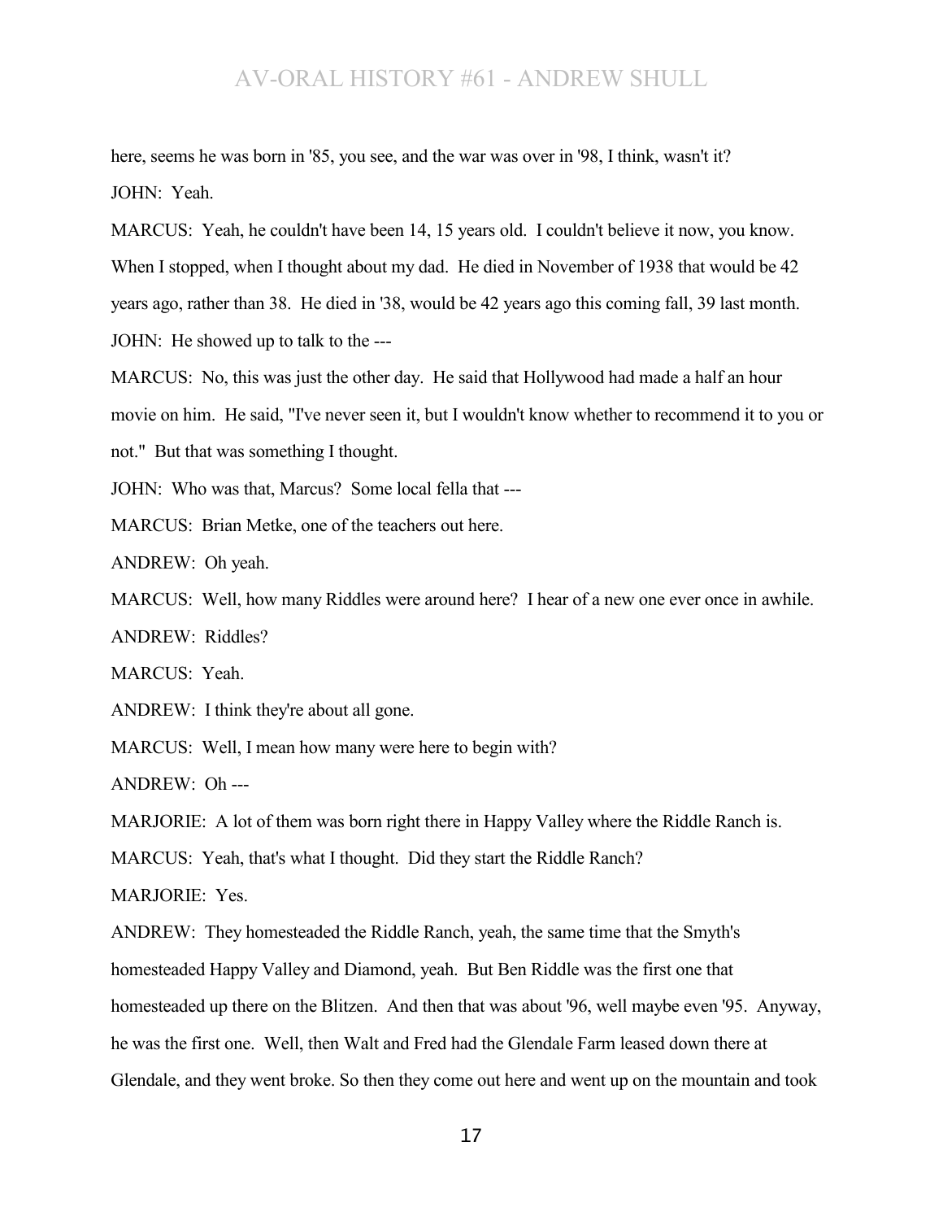here, seems he was born in '85, you see, and the war was over in '98, I think, wasn't it?

JOHN: Yeah.

MARCUS: Yeah, he couldn't have been 14, 15 years old. I couldn't believe it now, you know. When I stopped, when I thought about my dad. He died in November of 1938 that would be 42 years ago, rather than 38. He died in '38, would be 42 years ago this coming fall, 39 last month.

JOHN: He showed up to talk to the ---

MARCUS: No, this was just the other day. He said that Hollywood had made a half an hour movie on him. He said, "I've never seen it, but I wouldn't know whether to recommend it to you or not." But that was something I thought.

JOHN: Who was that, Marcus? Some local fella that ---

MARCUS: Brian Metke, one of the teachers out here.

ANDREW: Oh yeah.

MARCUS: Well, how many Riddles were around here? I hear of a new one ever once in awhile.

ANDREW: Riddles?

MARCUS: Yeah.

ANDREW: I think they're about all gone.

MARCUS: Well, I mean how many were here to begin with?

ANDREW: Oh ---

MARJORIE: A lot of them was born right there in Happy Valley where the Riddle Ranch is.

MARCUS: Yeah, that's what I thought. Did they start the Riddle Ranch?

MARJORIE: Yes.

ANDREW: They homesteaded the Riddle Ranch, yeah, the same time that the Smyth's homesteaded Happy Valley and Diamond, yeah. But Ben Riddle was the first one that homesteaded up there on the Blitzen. And then that was about '96, well maybe even '95. Anyway, he was the first one. Well, then Walt and Fred had the Glendale Farm leased down there at Glendale, and they went broke. So then they come out here and went up on the mountain and took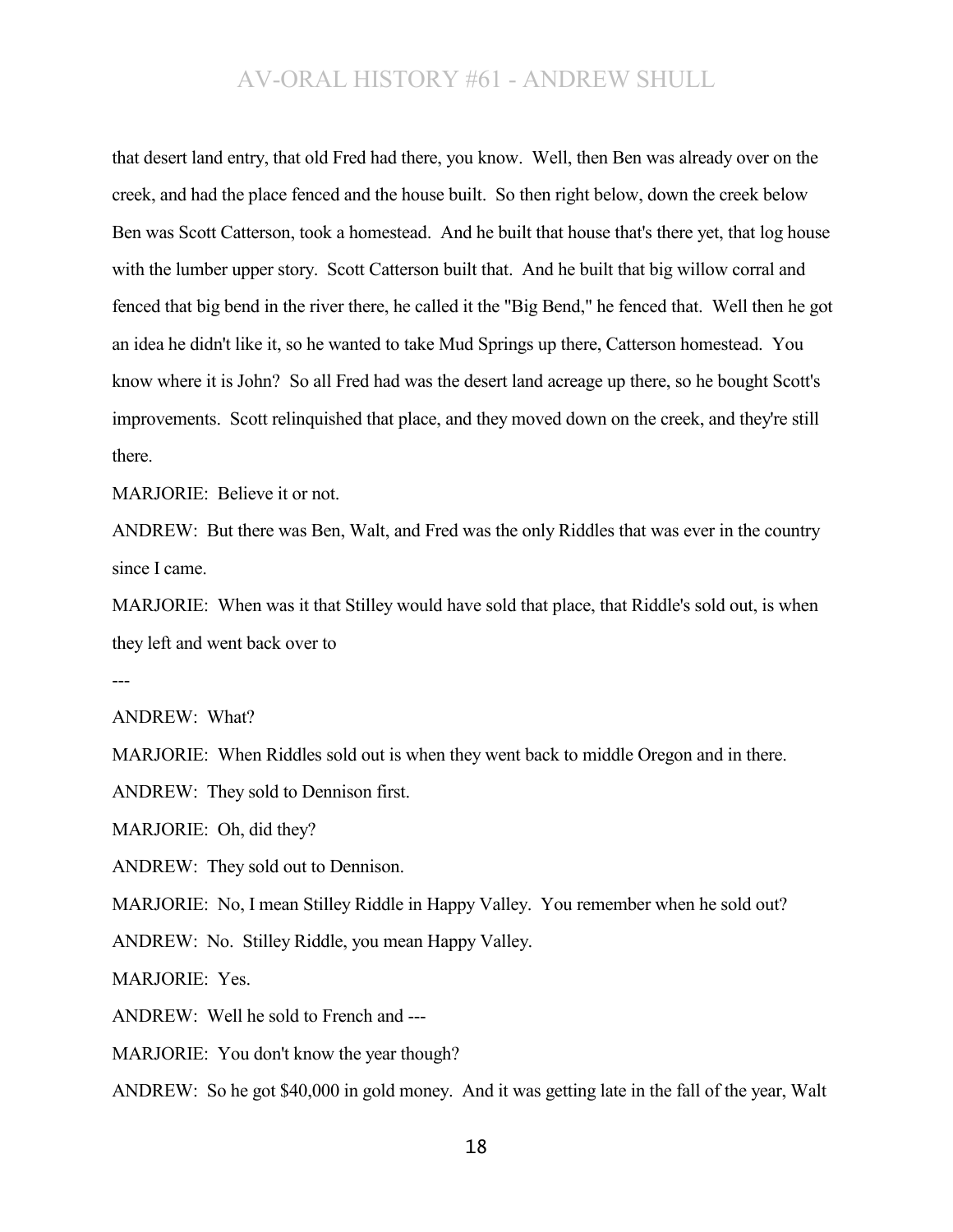that desert land entry, that old Fred had there, you know. Well, then Ben was already over on the creek, and had the place fenced and the house built. So then right below, down the creek below Ben was Scott Catterson, took a homestead. And he built that house that's there yet, that log house with the lumber upper story. Scott Catterson built that. And he built that big willow corral and fenced that big bend in the river there, he called it the "Big Bend," he fenced that. Well then he got an idea he didn't like it, so he wanted to take Mud Springs up there, Catterson homestead. You know where it is John? So all Fred had was the desert land acreage up there, so he bought Scott's improvements. Scott relinquished that place, and they moved down on the creek, and they're still there.

MARJORIE: Believe it or not.

ANDREW: But there was Ben, Walt, and Fred was the only Riddles that was ever in the country since I came.

MARJORIE: When was it that Stilley would have sold that place, that Riddle's sold out, is when they left and went back over to

---

ANDREW: What?

MARJORIE: When Riddles sold out is when they went back to middle Oregon and in there.

ANDREW: They sold to Dennison first.

MARJORIE: Oh, did they?

ANDREW: They sold out to Dennison.

MARJORIE: No, I mean Stilley Riddle in Happy Valley. You remember when he sold out?

ANDREW: No. Stilley Riddle, you mean Happy Valley.

MARJORIE: Yes.

ANDREW: Well he sold to French and ---

MARJORIE: You don't know the year though?

ANDREW: So he got $40,000 in gold money. And it was getting late in the fall of the year, Walt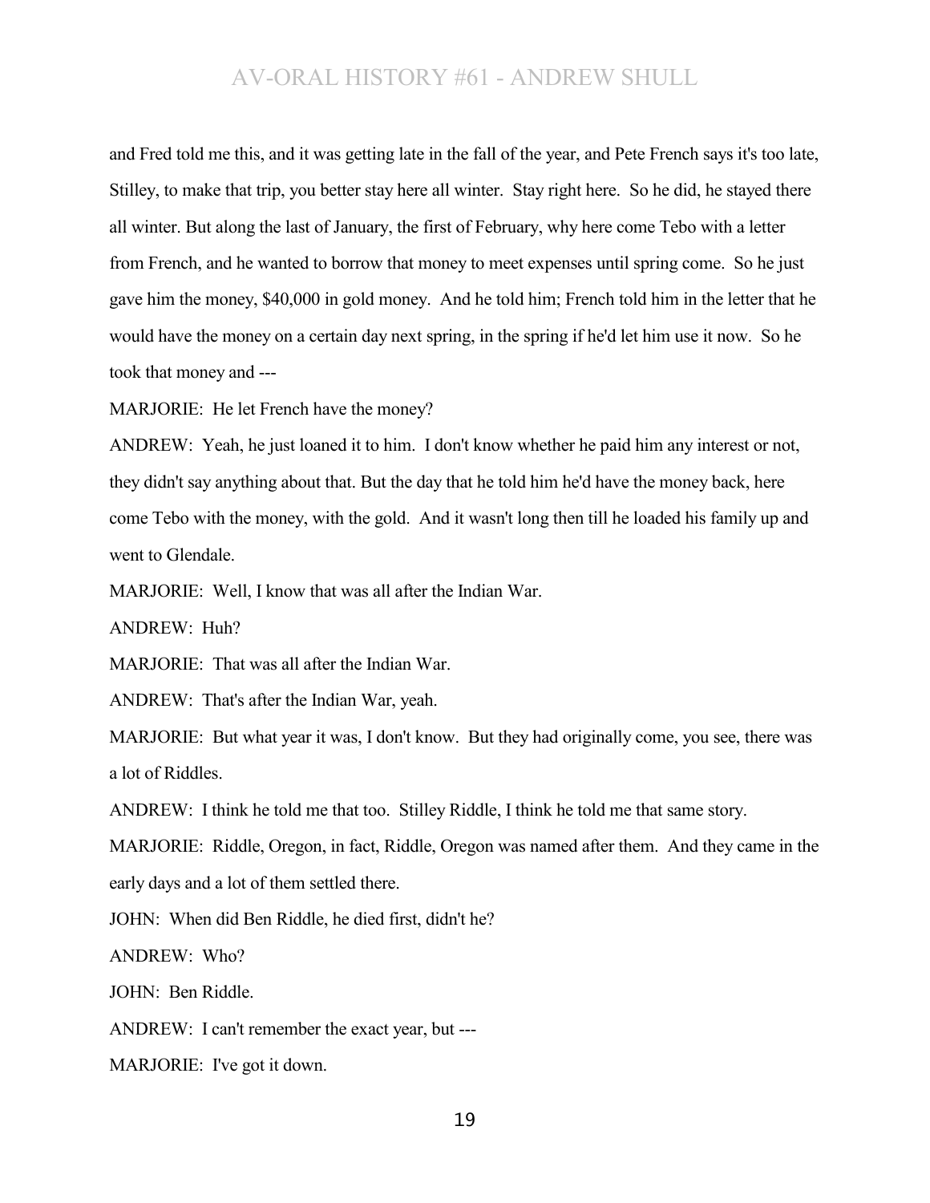and Fred told me this, and it was getting late in the fall of the year, and Pete French says it's too late, Stilley, to make that trip, you better stay here all winter. Stay right here. So he did, he stayed there all winter. But along the last of January, the first of February, why here come Tebo with a letter from French, and he wanted to borrow that money to meet expenses until spring come. So he just gave him the money, $40,000 in gold money. And he told him; French told him in the letter that he would have the money on a certain day next spring, in the spring if he'd let him use it now. So he took that money and ---

MARJORIE: He let French have the money?

ANDREW: Yeah, he just loaned it to him. I don't know whether he paid him any interest or not, they didn't say anything about that. But the day that he told him he'd have the money back, here come Tebo with the money, with the gold. And it wasn't long then till he loaded his family up and went to Glendale.

MARJORIE: Well, I know that was all after the Indian War.

ANDREW: Huh?

MARJORIE: That was all after the Indian War.

ANDREW: That's after the Indian War, yeah.

MARJORIE: But what year it was, I don't know. But they had originally come, you see, there was a lot of Riddles.

ANDREW: I think he told me that too. Stilley Riddle, I think he told me that same story.

MARJORIE: Riddle, Oregon, in fact, Riddle, Oregon was named after them. And they came in the early days and a lot of them settled there.

JOHN: When did Ben Riddle, he died first, didn't he?

ANDREW: Who?

JOHN: Ben Riddle.

ANDREW: I can't remember the exact year, but ---

MARJORIE: I've got it down.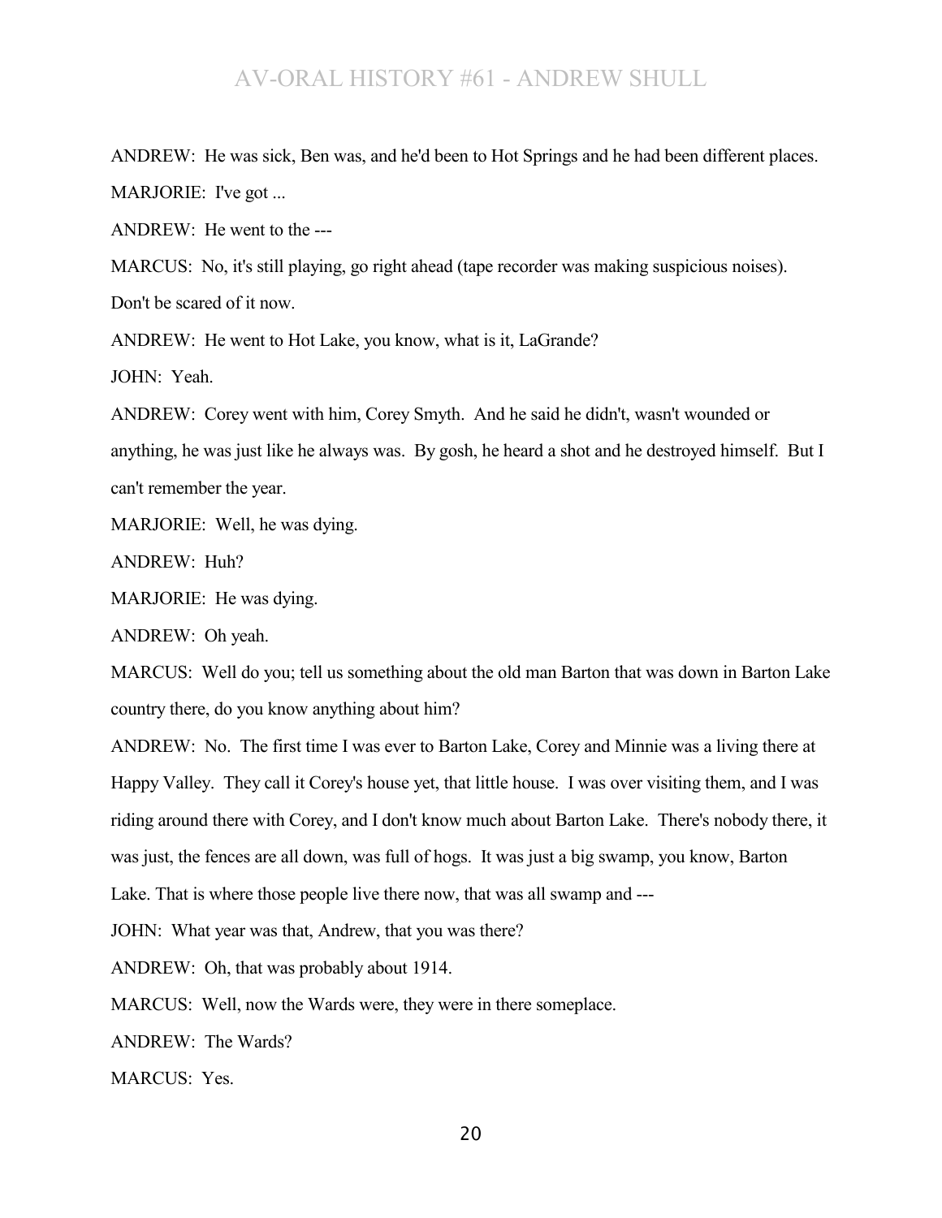ANDREW: He was sick, Ben was, and he'd been to Hot Springs and he had been different places.

MARJORIE: I've got ...

ANDREW: He went to the ---

MARCUS: No, it's still playing, go right ahead (tape recorder was making suspicious noises). Don't be scared of it now.

ANDREW: He went to Hot Lake, you know, what is it, LaGrande?

JOHN: Yeah.

ANDREW: Corey went with him, Corey Smyth. And he said he didn't, wasn't wounded or anything, he was just like he always was. By gosh, he heard a shot and he destroyed himself. But I can't remember the year.

MARJORIE: Well, he was dying.

ANDREW: Huh?

MARJORIE: He was dying.

ANDREW: Oh yeah.

MARCUS: Well do you; tell us something about the old man Barton that was down in Barton Lake country there, do you know anything about him?

ANDREW: No. The first time I was ever to Barton Lake, Corey and Minnie was a living there at Happy Valley. They call it Corey's house yet, that little house. I was over visiting them, and I was riding around there with Corey, and I don't know much about Barton Lake. There's nobody there, it was just, the fences are all down, was full of hogs. It was just a big swamp, you know, Barton Lake. That is where those people live there now, that was all swamp and ---

JOHN: What year was that, Andrew, that you was there?

ANDREW: Oh, that was probably about 1914.

MARCUS: Well, now the Wards were, they were in there someplace.

ANDREW: The Wards?

MARCUS: Yes.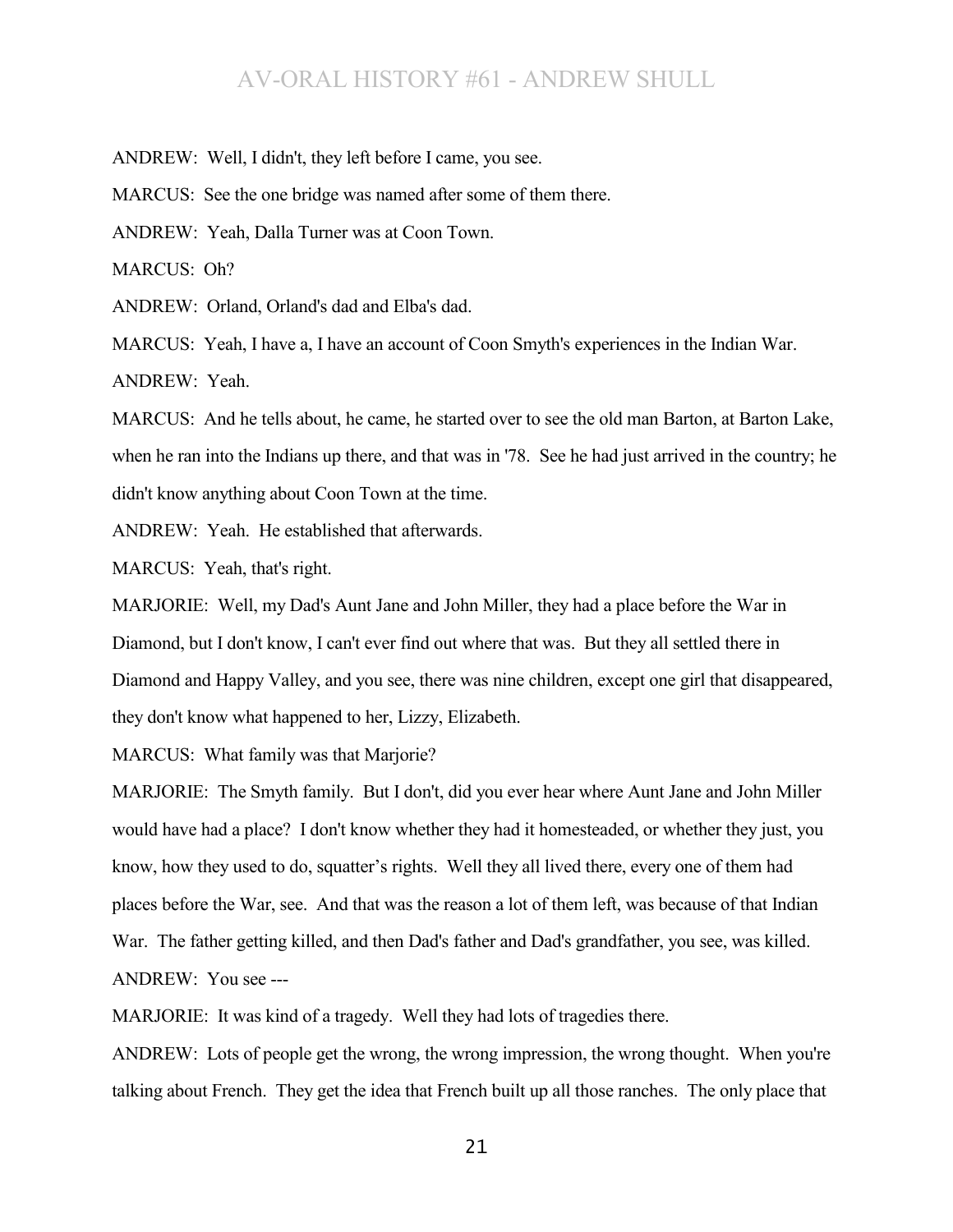ANDREW: Well, I didn't, they left before I came, you see.

MARCUS: See the one bridge was named after some of them there.

ANDREW: Yeah, Dalla Turner was at Coon Town.

MARCUS: Oh?

ANDREW: Orland, Orland's dad and Elba's dad.

MARCUS: Yeah, I have a, I have an account of Coon Smyth's experiences in the Indian War.

ANDREW: Yeah.

MARCUS: And he tells about, he came, he started over to see the old man Barton, at Barton Lake, when he ran into the Indians up there, and that was in '78. See he had just arrived in the country; he didn't know anything about Coon Town at the time.

ANDREW: Yeah. He established that afterwards.

MARCUS: Yeah, that's right.

MARJORIE: Well, my Dad's Aunt Jane and John Miller, they had a place before the War in Diamond, but I don't know, I can't ever find out where that was. But they all settled there in Diamond and Happy Valley, and you see, there was nine children, except one girl that disappeared, they don't know what happened to her, Lizzy, Elizabeth.

MARCUS: What family was that Marjorie?

MARJORIE: The Smyth family. But I don't, did you ever hear where Aunt Jane and John Miller would have had a place? I don't know whether they had it homesteaded, or whether they just, you know, how they used to do, squatter's rights. Well they all lived there, every one of them had places before the War, see. And that was the reason a lot of them left, was because of that Indian War. The father getting killed, and then Dad's father and Dad's grandfather, you see, was killed.

ANDREW: You see ---

MARJORIE: It was kind of a tragedy. Well they had lots of tragedies there.

ANDREW: Lots of people get the wrong, the wrong impression, the wrong thought. When you're talking about French. They get the idea that French built up all those ranches. The only place that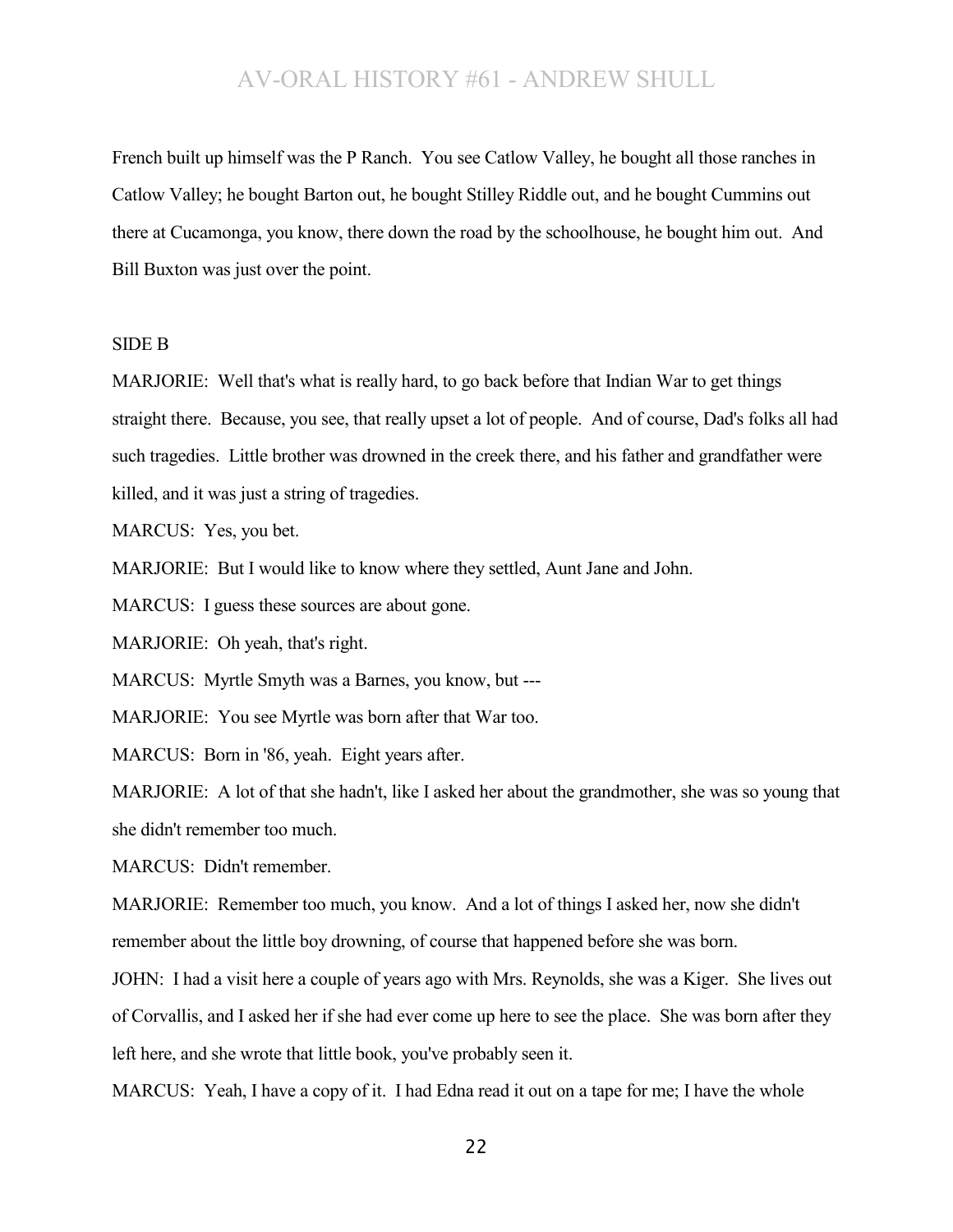French built up himself was the P Ranch. You see Catlow Valley, he bought all those ranches in Catlow Valley; he bought Barton out, he bought Stilley Riddle out, and he bought Cummins out there at Cucamonga, you know, there down the road by the schoolhouse, he bought him out. And Bill Buxton was just over the point.

SIDE B

MARJORIE: Well that's what is really hard, to go back before that Indian War to get things straight there. Because, you see, that really upset a lot of people. And of course, Dad's folks all had such tragedies. Little brother was drowned in the creek there, and his father and grandfather were killed, and it was just a string of tragedies.

MARCUS: Yes, you bet.

MARJORIE: But I would like to know where they settled, Aunt Jane and John.

MARCUS: I guess these sources are about gone.

MARJORIE: Oh yeah, that's right.

MARCUS: Myrtle Smyth was a Barnes, you know, but ---

MARJORIE: You see Myrtle was born after that War too.

MARCUS: Born in '86, yeah. Eight years after.

MARJORIE: A lot of that she hadn't, like I asked her about the grandmother, she was so young that she didn't remember too much.

MARCUS: Didn't remember.

MARJORIE: Remember too much, you know. And a lot of things I asked her, now she didn't remember about the little boy drowning, of course that happened before she was born.

JOHN: I had a visit here a couple of years ago with Mrs. Reynolds, she was a Kiger. She lives out of Corvallis, and I asked her if she had ever come up here to see the place. She was born after they left here, and she wrote that little book, you've probably seen it.

MARCUS: Yeah, I have a copy of it. I had Edna read it out on a tape for me; I have the whole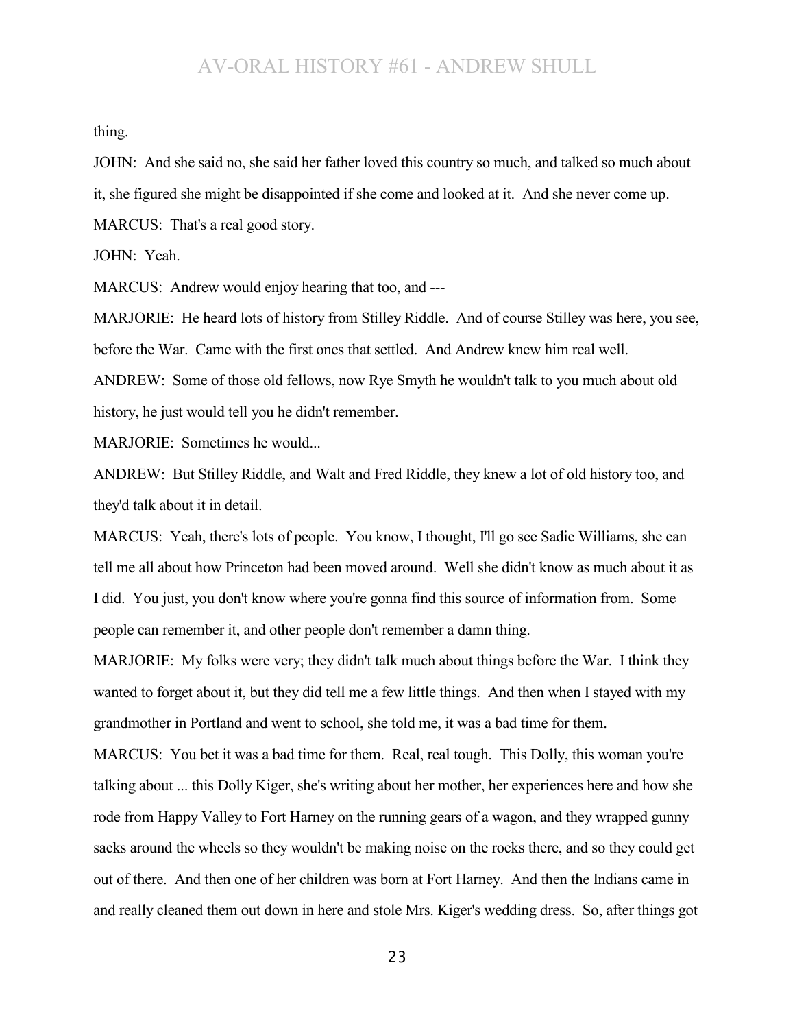thing.

JOHN: And she said no, she said her father loved this country so much, and talked so much about it, she figured she might be disappointed if she come and looked at it. And she never come up.

MARCUS: That's a real good story.

JOHN: Yeah.

MARCUS: Andrew would enjoy hearing that too, and ---

MARJORIE: He heard lots of history from Stilley Riddle. And of course Stilley was here, you see, before the War. Came with the first ones that settled. And Andrew knew him real well.

ANDREW: Some of those old fellows, now Rye Smyth he wouldn't talk to you much about old history, he just would tell you he didn't remember.

MARJORIE: Sometimes he would...

ANDREW: But Stilley Riddle, and Walt and Fred Riddle, they knew a lot of old history too, and they'd talk about it in detail.

MARCUS: Yeah, there's lots of people. You know, I thought, I'll go see Sadie Williams, she can tell me all about how Princeton had been moved around. Well she didn't know as much about it as I did. You just, you don't know where you're gonna find this source of information from. Some people can remember it, and other people don't remember a damn thing.

MARJORIE: My folks were very; they didn't talk much about things before the War. I think they wanted to forget about it, but they did tell me a few little things. And then when I stayed with my grandmother in Portland and went to school, she told me, it was a bad time for them.

MARCUS: You bet it was a bad time for them. Real, real tough. This Dolly, this woman you're talking about ... this Dolly Kiger, she's writing about her mother, her experiences here and how she rode from Happy Valley to Fort Harney on the running gears of a wagon, and they wrapped gunny sacks around the wheels so they wouldn't be making noise on the rocks there, and so they could get out of there. And then one of her children was born at Fort Harney. And then the Indians came in and really cleaned them out down in here and stole Mrs. Kiger's wedding dress. So, after things got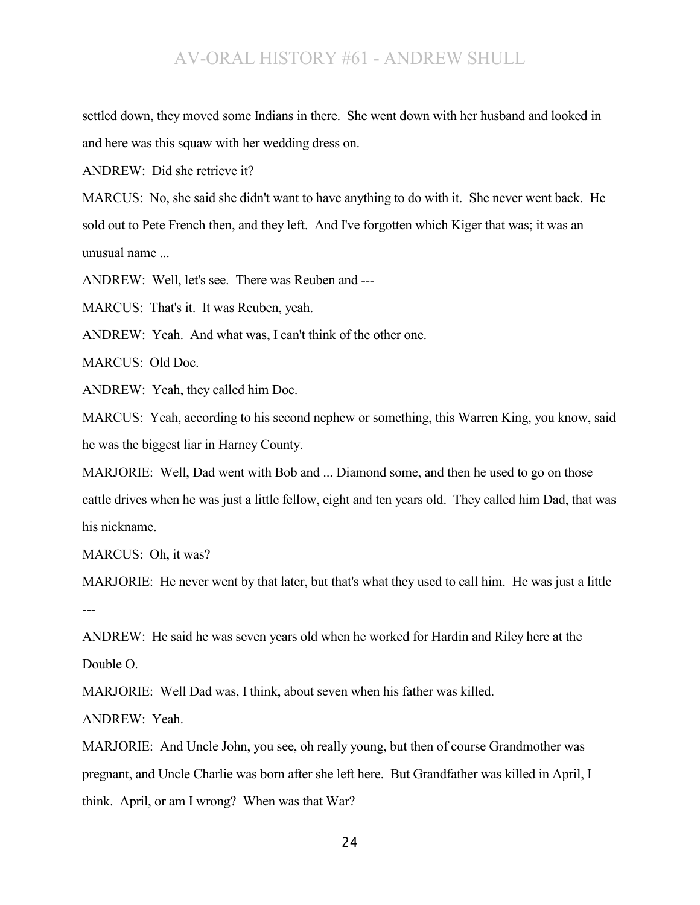settled down, they moved some Indians in there. She went down with her husband and looked in and here was this squaw with her wedding dress on.

ANDREW: Did she retrieve it?

MARCUS: No, she said she didn't want to have anything to do with it. She never went back. He sold out to Pete French then, and they left. And I've forgotten which Kiger that was; it was an unusual name ...

ANDREW: Well, let's see. There was Reuben and ---

MARCUS: That's it. It was Reuben, yeah.

ANDREW: Yeah. And what was, I can't think of the other one.

MARCUS: Old Doc.

ANDREW: Yeah, they called him Doc.

MARCUS: Yeah, according to his second nephew or something, this Warren King, you know, said he was the biggest liar in Harney County.

MARJORIE: Well, Dad went with Bob and ... Diamond some, and then he used to go on those cattle drives when he was just a little fellow, eight and ten years old. They called him Dad, that was his nickname.

MARCUS: Oh, it was?

MARJORIE: He never went by that later, but that's what they used to call him. He was just a little ---

ANDREW: He said he was seven years old when he worked for Hardin and Riley here at the Double O.

MARJORIE: Well Dad was, I think, about seven when his father was killed.

ANDREW: Yeah.

MARJORIE: And Uncle John, you see, oh really young, but then of course Grandmother was pregnant, and Uncle Charlie was born after she left here. But Grandfather was killed in April, I think. April, or am I wrong? When was that War?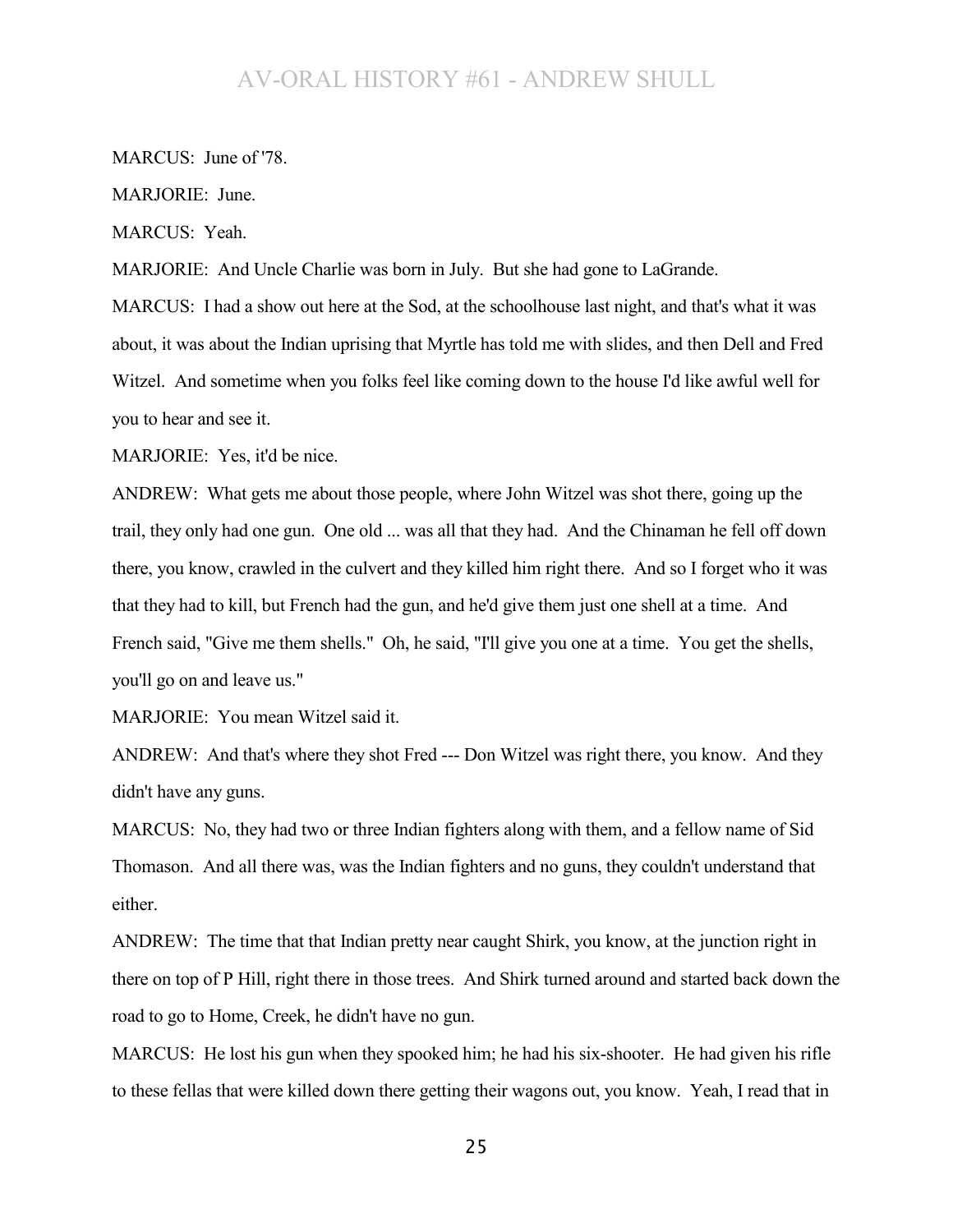MARCUS: June of '78.

MARJORIE: June.

MARCUS: Yeah.

MARJORIE: And Uncle Charlie was born in July. But she had gone to LaGrande.

MARCUS: I had a show out here at the Sod, at the schoolhouse last night, and that's what it was about, it was about the Indian uprising that Myrtle has told me with slides, and then Dell and Fred Witzel. And sometime when you folks feel like coming down to the house I'd like awful well for you to hear and see it.

MARJORIE: Yes, it'd be nice.

ANDREW: What gets me about those people, where John Witzel was shot there, going up the trail, they only had one gun. One old ... was all that they had. And the Chinaman he fell off down there, you know, crawled in the culvert and they killed him right there. And so I forget who it was that they had to kill, but French had the gun, and he'd give them just one shell at a time. And French said, "Give me them shells." Oh, he said, "I'll give you one at a time. You get the shells, you'll go on and leave us."

MARJORIE: You mean Witzel said it.

ANDREW: And that's where they shot Fred --- Don Witzel was right there, you know. And they didn't have any guns.

MARCUS: No, they had two or three Indian fighters along with them, and a fellow name of Sid Thomason. And all there was, was the Indian fighters and no guns, they couldn't understand that either.

ANDREW: The time that that Indian pretty near caught Shirk, you know, at the junction right in there on top of P Hill, right there in those trees. And Shirk turned around and started back down the road to go to Home, Creek, he didn't have no gun.

MARCUS: He lost his gun when they spooked him; he had his six-shooter. He had given his rifle to these fellas that were killed down there getting their wagons out, you know. Yeah, I read that in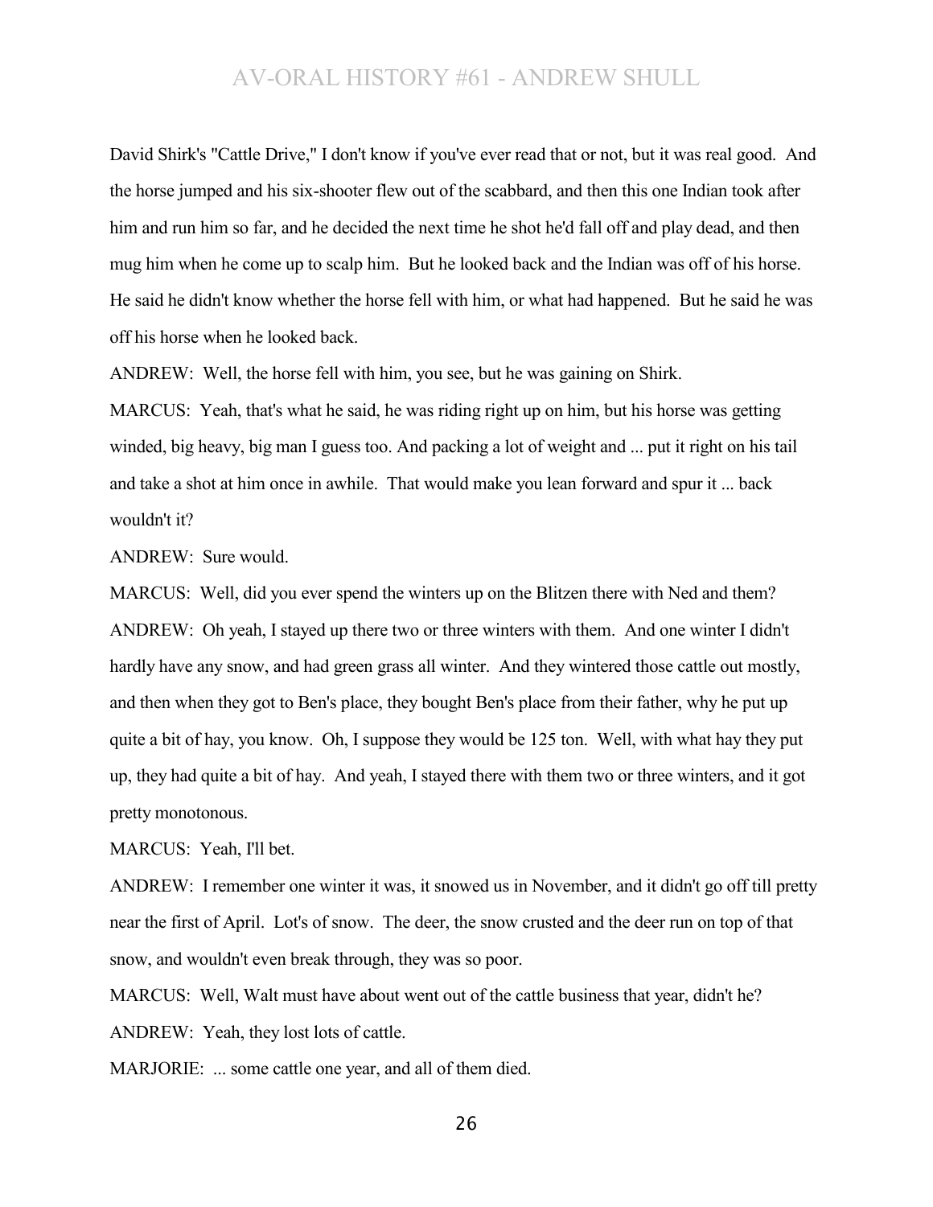David Shirk's "Cattle Drive," I don't know if you've ever read that or not, but it was real good. And the horse jumped and his six-shooter flew out of the scabbard, and then this one Indian took after him and run him so far, and he decided the next time he shot he'd fall off and play dead, and then mug him when he come up to scalp him. But he looked back and the Indian was off of his horse. He said he didn't know whether the horse fell with him, or what had happened. But he said he was off his horse when he looked back.

ANDREW: Well, the horse fell with him, you see, but he was gaining on Shirk.

MARCUS: Yeah, that's what he said, he was riding right up on him, but his horse was getting winded, big heavy, big man I guess too. And packing a lot of weight and ... put it right on his tail and take a shot at him once in awhile. That would make you lean forward and spur it ... back wouldn't it?

ANDREW: Sure would.

MARCUS: Well, did you ever spend the winters up on the Blitzen there with Ned and them?

ANDREW: Oh yeah, I stayed up there two or three winters with them. And one winter I didn't hardly have any snow, and had green grass all winter. And they wintered those cattle out mostly, and then when they got to Ben's place, they bought Ben's place from their father, why he put up quite a bit of hay, you know. Oh, I suppose they would be 125 ton. Well, with what hay they put up, they had quite a bit of hay. And yeah, I stayed there with them two or three winters, and it got pretty monotonous.

MARCUS: Yeah, I'll bet.

ANDREW: I remember one winter it was, it snowed us in November, and it didn't go off till pretty near the first of April. Lot's of snow. The deer, the snow crusted and the deer run on top of that snow, and wouldn't even break through, they was so poor.

MARCUS: Well, Walt must have about went out of the cattle business that year, didn't he?

ANDREW: Yeah, they lost lots of cattle.

MARJORIE: ... some cattle one year, and all of them died.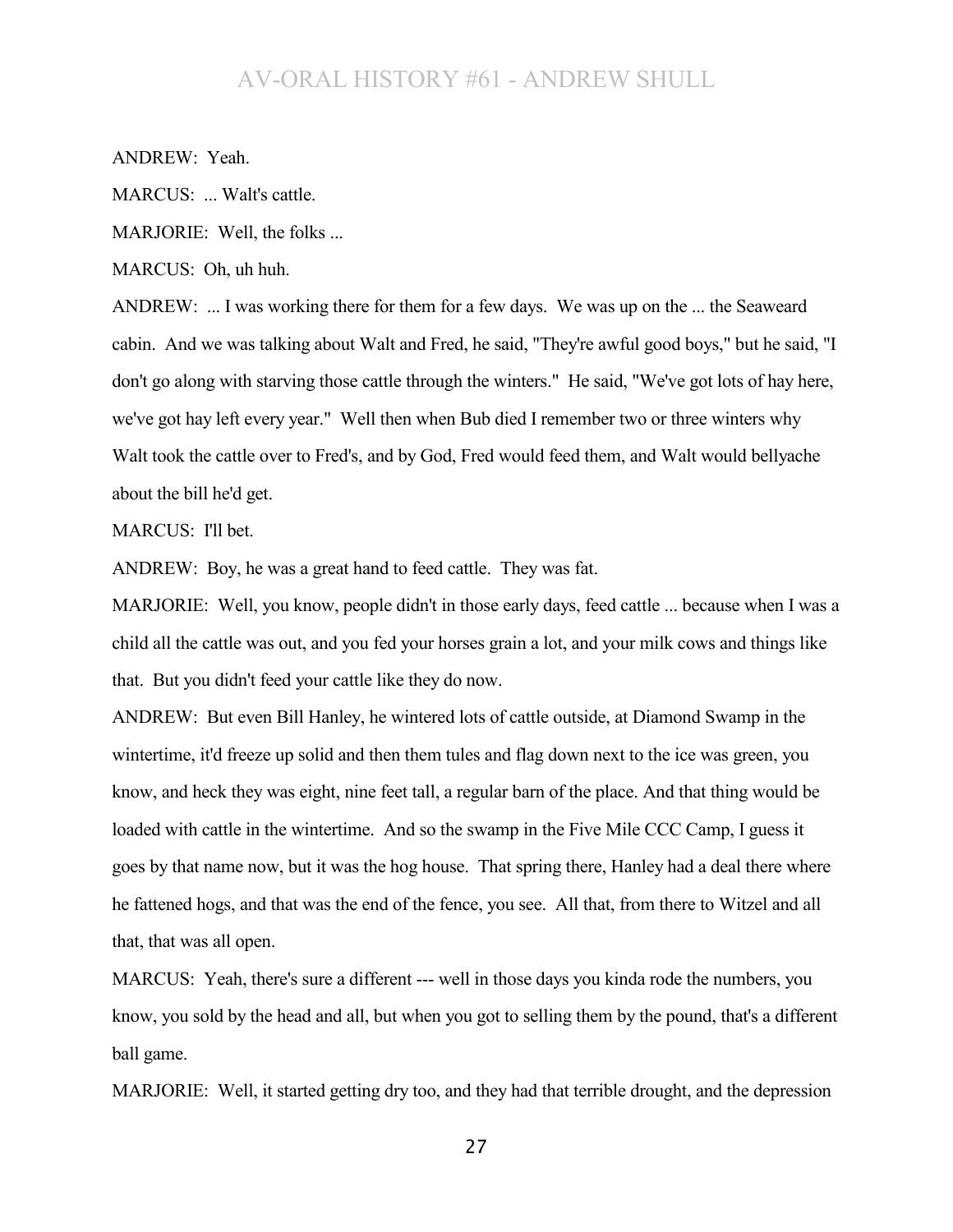ANDREW: Yeah.

MARCUS: ... Walt's cattle.

MARJORIE: Well, the folks ...

MARCUS: Oh, uh huh.

ANDREW: ... I was working there for them for a few days. We was up on the ... the Seaweard cabin. And we was talking about Walt and Fred, he said, "They're awful good boys," but he said, "I don't go along with starving those cattle through the winters." He said, "We've got lots of hay here, we've got hay left every year." Well then when Bub died I remember two or three winters why Walt took the cattle over to Fred's, and by God, Fred would feed them, and Walt would bellyache about the bill he'd get.

MARCUS: I'll bet.

ANDREW: Boy, he was a great hand to feed cattle. They was fat.

MARJORIE: Well, you know, people didn't in those early days, feed cattle ... because when I was a child all the cattle was out, and you fed your horses grain a lot, and your milk cows and things like that. But you didn't feed your cattle like they do now.

ANDREW: But even Bill Hanley, he wintered lots of cattle outside, at Diamond Swamp in the wintertime, it'd freeze up solid and then them tules and flag down next to the ice was green, you know, and heck they was eight, nine feet tall, a regular barn of the place. And that thing would be loaded with cattle in the wintertime. And so the swamp in the Five Mile CCC Camp, I guess it goes by that name now, but it was the hog house. That spring there, Hanley had a deal there where he fattened hogs, and that was the end of the fence, you see. All that, from there to Witzel and all that, that was all open.

MARCUS: Yeah, there's sure a different --- well in those days you kinda rode the numbers, you know, you sold by the head and all, but when you got to selling them by the pound, that's a different ball game.

MARJORIE: Well, it started getting dry too, and they had that terrible drought, and the depression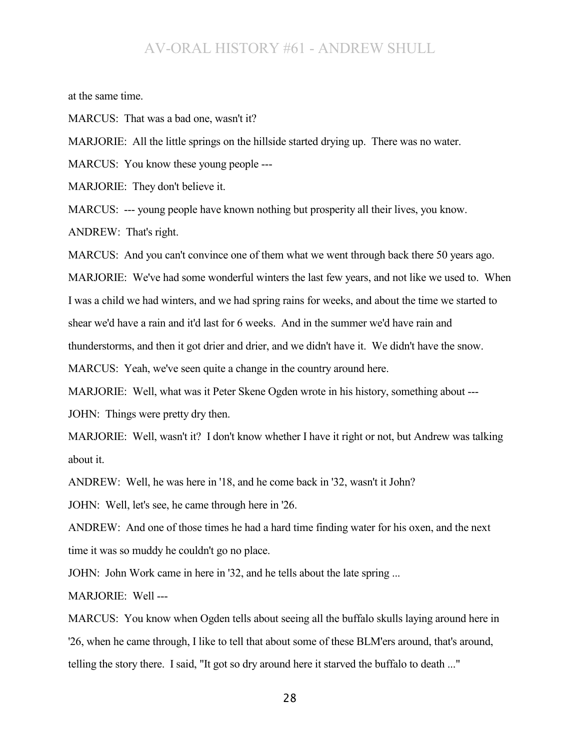at the same time.

MARCUS: That was a bad one, wasn't it?

MARJORIE: All the little springs on the hillside started drying up. There was no water.

MARCUS: You know these young people ---

MARJORIE: They don't believe it.

MARCUS: --- young people have known nothing but prosperity all their lives, you know.

ANDREW: That's right.

MARCUS: And you can't convince one of them what we went through back there 50 years ago.

MARJORIE: We've had some wonderful winters the last few years, and not like we used to. When I was a child we had winters, and we had spring rains for weeks, and about the time we started to shear we'd have a rain and it'd last for 6 weeks. And in the summer we'd have rain and thunderstorms, and then it got drier and drier, and we didn't have it. We didn't have the snow.

MARCUS: Yeah, we've seen quite a change in the country around here.

MARJORIE: Well, what was it Peter Skene Ogden wrote in his history, something about ---

JOHN: Things were pretty dry then.

MARJORIE: Well, wasn't it? I don't know whether I have it right or not, but Andrew was talking about it.

ANDREW: Well, he was here in '18, and he come back in '32, wasn't it John?

JOHN: Well, let's see, he came through here in '26.

ANDREW: And one of those times he had a hard time finding water for his oxen, and the next time it was so muddy he couldn't go no place.

JOHN: John Work came in here in '32, and he tells about the late spring ...

MARJORIE: Well ---

MARCUS: You know when Ogden tells about seeing all the buffalo skulls laying around here in '26, when he came through, I like to tell that about some of these BLM'ers around, that's around, telling the story there. I said, "It got so dry around here it starved the buffalo to death ..."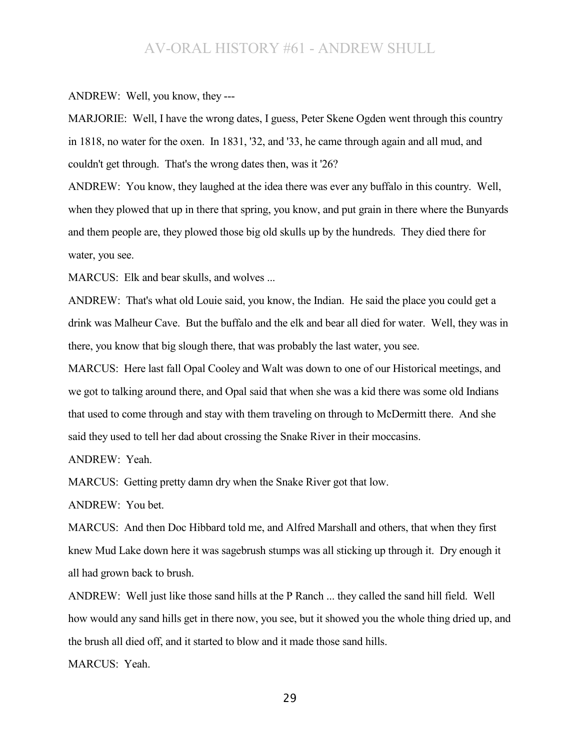ANDREW: Well, you know, they ---

MARJORIE: Well, I have the wrong dates, I guess, Peter Skene Ogden went through this country in 1818, no water for the oxen. In 1831, '32, and '33, he came through again and all mud, and couldn't get through. That's the wrong dates then, was it '26?

ANDREW: You know, they laughed at the idea there was ever any buffalo in this country. Well, when they plowed that up in there that spring, you know, and put grain in there where the Bunyards and them people are, they plowed those big old skulls up by the hundreds. They died there for water, you see.

MARCUS: Elk and bear skulls, and wolves ...

ANDREW: That's what old Louie said, you know, the Indian. He said the place you could get a drink was Malheur Cave. But the buffalo and the elk and bear all died for water. Well, they was in there, you know that big slough there, that was probably the last water, you see.

MARCUS: Here last fall Opal Cooley and Walt was down to one of our Historical meetings, and we got to talking around there, and Opal said that when she was a kid there was some old Indians that used to come through and stay with them traveling on through to McDermitt there. And she said they used to tell her dad about crossing the Snake River in their moccasins.

ANDREW: Yeah.

MARCUS: Getting pretty damn dry when the Snake River got that low.

ANDREW: You bet.

MARCUS: And then Doc Hibbard told me, and Alfred Marshall and others, that when they first knew Mud Lake down here it was sagebrush stumps was all sticking up through it. Dry enough it all had grown back to brush.

ANDREW: Well just like those sand hills at the P Ranch ... they called the sand hill field. Well how would any sand hills get in there now, you see, but it showed you the whole thing dried up, and the brush all died off, and it started to blow and it made those sand hills.

MARCUS: Yeah.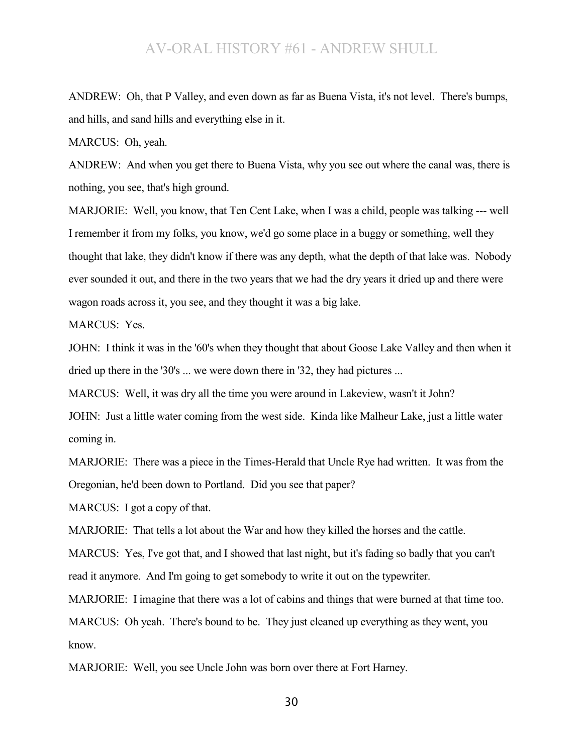ANDREW: Oh, that P Valley, and even down as far as Buena Vista, it's not level. There's bumps, and hills, and sand hills and everything else in it.

MARCUS: Oh, yeah.

ANDREW: And when you get there to Buena Vista, why you see out where the canal was, there is nothing, you see, that's high ground.

MARJORIE: Well, you know, that Ten Cent Lake, when I was a child, people was talking --- well I remember it from my folks, you know, we'd go some place in a buggy or something, well they thought that lake, they didn't know if there was any depth, what the depth of that lake was. Nobody ever sounded it out, and there in the two years that we had the dry years it dried up and there were wagon roads across it, you see, and they thought it was a big lake.

MARCUS: Yes.

JOHN: I think it was in the '60's when they thought that about Goose Lake Valley and then when it dried up there in the '30's ... we were down there in '32, they had pictures ...

MARCUS: Well, it was dry all the time you were around in Lakeview, wasn't it John?

JOHN: Just a little water coming from the west side. Kinda like Malheur Lake, just a little water coming in.

MARJORIE: There was a piece in the Times-Herald that Uncle Rye had written. It was from the Oregonian, he'd been down to Portland. Did you see that paper?

MARCUS: I got a copy of that.

MARJORIE: That tells a lot about the War and how they killed the horses and the cattle.

MARCUS: Yes, I've got that, and I showed that last night, but it's fading so badly that you can't read it anymore. And I'm going to get somebody to write it out on the typewriter.

MARJORIE: I imagine that there was a lot of cabins and things that were burned at that time too.

MARCUS: Oh yeah. There's bound to be. They just cleaned up everything as they went, you know.

MARJORIE: Well, you see Uncle John was born over there at Fort Harney.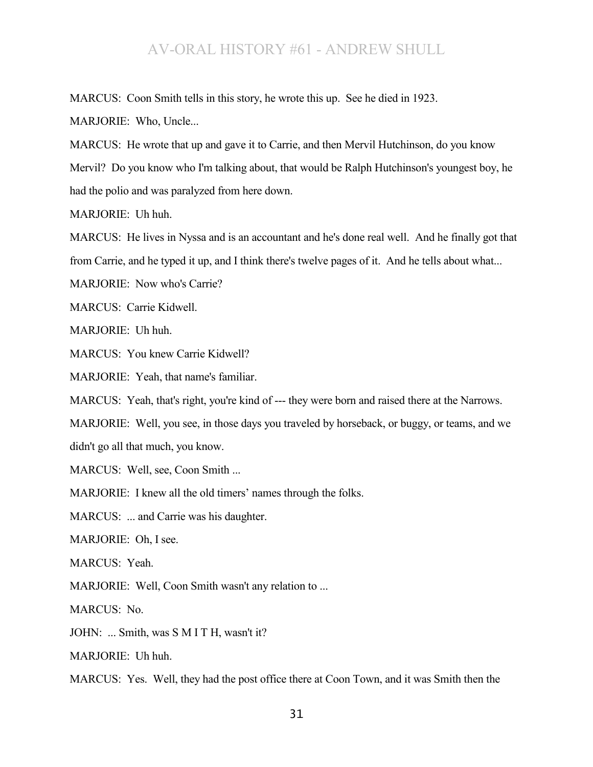MARCUS: Coon Smith tells in this story, he wrote this up. See he died in 1923.

MARJORIE: Who, Uncle...

MARCUS: He wrote that up and gave it to Carrie, and then Mervil Hutchinson, do you know Mervil? Do you know who I'm talking about, that would be Ralph Hutchinson's youngest boy, he had the polio and was paralyzed from here down.

MARJORIE: Uh huh.

MARCUS: He lives in Nyssa and is an accountant and he's done real well. And he finally got that from Carrie, and he typed it up, and I think there's twelve pages of it. And he tells about what...

MARJORIE: Now who's Carrie?

MARCUS: Carrie Kidwell.

MARJORIE: Uh huh.

MARCUS: You knew Carrie Kidwell?

MARJORIE: Yeah, that name's familiar.

MARCUS: Yeah, that's right, you're kind of --- they were born and raised there at the Narrows.

MARJORIE: Well, you see, in those days you traveled by horseback, or buggy, or teams, and we didn't go all that much, you know.

MARCUS: Well, see, Coon Smith ...

MARJORIE: I knew all the old timers' names through the folks.

MARCUS: ... and Carrie was his daughter.

MARJORIE: Oh, I see.

MARCUS: Yeah.

MARJORIE: Well, Coon Smith wasn't any relation to ...

MARCUS: No.

JOHN: ... Smith, was S M I T H, wasn't it?

MARJORIE: Uh huh.

MARCUS: Yes. Well, they had the post office there at Coon Town, and it was Smith then the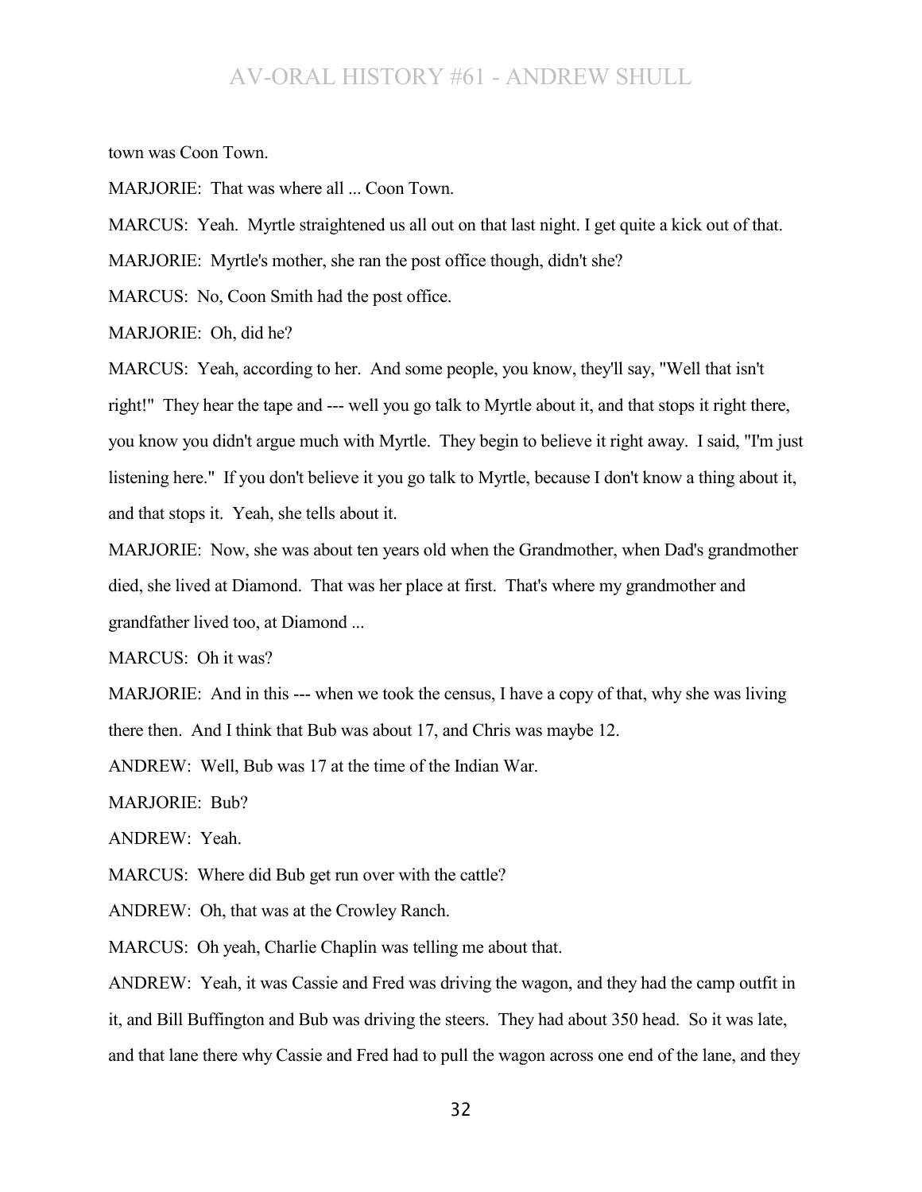town was Coon Town.

MARJORIE: That was where all ... Coon Town.

MARCUS: Yeah. Myrtle straightened us all out on that last night. I get quite a kick out of that.

MARJORIE: Myrtle's mother, she ran the post office though, didn't she?

MARCUS: No, Coon Smith had the post office.

MARJORIE: Oh, did he?

MARCUS: Yeah, according to her. And some people, you know, they'll say, "Well that isn't right!" They hear the tape and --- well you go talk to Myrtle about it, and that stops it right there, you know you didn't argue much with Myrtle. They begin to believe it right away. I said, "I'm just listening here." If you don't believe it you go talk to Myrtle, because I don't know a thing about it, and that stops it. Yeah, she tells about it.

MARJORIE: Now, she was about ten years old when the Grandmother, when Dad's grandmother died, she lived at Diamond. That was her place at first. That's where my grandmother and grandfather lived too, at Diamond ...

MARCUS: Oh it was?

MARJORIE: And in this --- when we took the census, I have a copy of that, why she was living there then. And I think that Bub was about 17, and Chris was maybe 12.

ANDREW: Well, Bub was 17 at the time of the Indian War.

MARJORIE: Bub?

ANDREW: Yeah.

MARCUS: Where did Bub get run over with the cattle?

ANDREW: Oh, that was at the Crowley Ranch.

MARCUS: Oh yeah, Charlie Chaplin was telling me about that.

ANDREW: Yeah, it was Cassie and Fred was driving the wagon, and they had the camp outfit in it, and Bill Buffington and Bub was driving the steers. They had about 350 head. So it was late, and that lane there why Cassie and Fred had to pull the wagon across one end of the lane, and they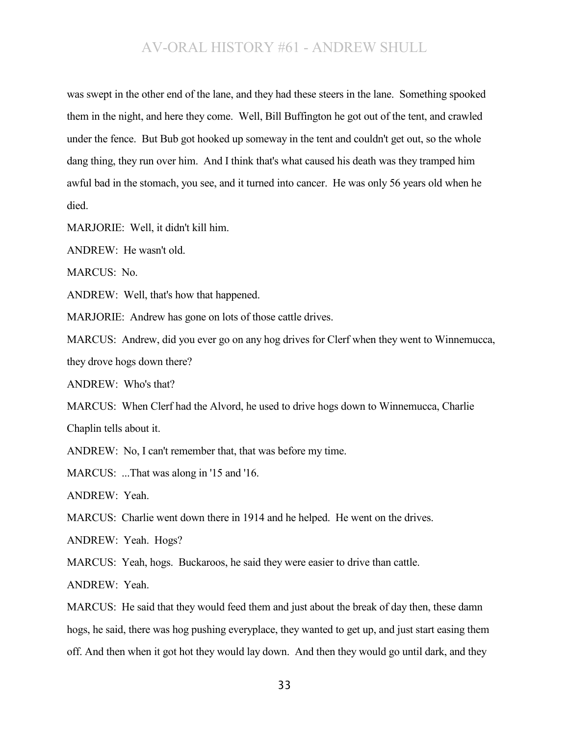was swept in the other end of the lane, and they had these steers in the lane. Something spooked them in the night, and here they come. Well, Bill Buffington he got out of the tent, and crawled under the fence. But Bub got hooked up someway in the tent and couldn't get out, so the whole dang thing, they run over him. And I think that's what caused his death was they tramped him awful bad in the stomach, you see, and it turned into cancer. He was only 56 years old when he died.

MARJORIE: Well, it didn't kill him.

ANDREW: He wasn't old.

MARCUS: No.

ANDREW: Well, that's how that happened.

MARJORIE: Andrew has gone on lots of those cattle drives.

MARCUS: Andrew, did you ever go on any hog drives for Clerf when they went to Winnemucca, they drove hogs down there?

ANDREW: Who's that?

MARCUS: When Clerf had the Alvord, he used to drive hogs down to Winnemucca, Charlie Chaplin tells about it.

ANDREW: No, I can't remember that, that was before my time.

MARCUS: ...That was along in '15 and '16.

ANDREW: Yeah.

MARCUS: Charlie went down there in 1914 and he helped. He went on the drives.

ANDREW: Yeah. Hogs?

MARCUS: Yeah, hogs. Buckaroos, he said they were easier to drive than cattle.

ANDREW: Yeah.

MARCUS: He said that they would feed them and just about the break of day then, these damn hogs, he said, there was hog pushing everyplace, they wanted to get up, and just start easing them off. And then when it got hot they would lay down. And then they would go until dark, and they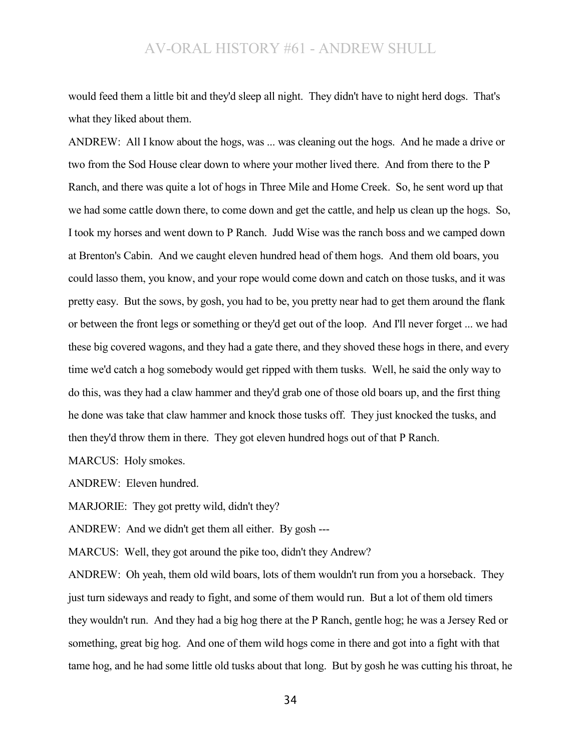would feed them a little bit and they'd sleep all night. They didn't have to night herd dogs. That's what they liked about them.

ANDREW: All I know about the hogs, was ... was cleaning out the hogs. And he made a drive or two from the Sod House clear down to where your mother lived there. And from there to the P Ranch, and there was quite a lot of hogs in Three Mile and Home Creek. So, he sent word up that we had some cattle down there, to come down and get the cattle, and help us clean up the hogs. So, I took my horses and went down to P Ranch. Judd Wise was the ranch boss and we camped down at Brenton's Cabin. And we caught eleven hundred head of them hogs. And them old boars, you could lasso them, you know, and your rope would come down and catch on those tusks, and it was pretty easy. But the sows, by gosh, you had to be, you pretty near had to get them around the flank or between the front legs or something or they'd get out of the loop. And I'll never forget ... we had these big covered wagons, and they had a gate there, and they shoved these hogs in there, and every time we'd catch a hog somebody would get ripped with them tusks. Well, he said the only way to do this, was they had a claw hammer and they'd grab one of those old boars up, and the first thing he done was take that claw hammer and knock those tusks off. They just knocked the tusks, and then they'd throw them in there. They got eleven hundred hogs out of that P Ranch.

MARCUS: Holy smokes.

ANDREW: Eleven hundred.

MARJORIE: They got pretty wild, didn't they?

ANDREW: And we didn't get them all either. By gosh ---

MARCUS: Well, they got around the pike too, didn't they Andrew?

ANDREW: Oh yeah, them old wild boars, lots of them wouldn't run from you a horseback. They just turn sideways and ready to fight, and some of them would run. But a lot of them old timers they wouldn't run. And they had a big hog there at the P Ranch, gentle hog; he was a Jersey Red or something, great big hog. And one of them wild hogs come in there and got into a fight with that tame hog, and he had some little old tusks about that long. But by gosh he was cutting his throat, he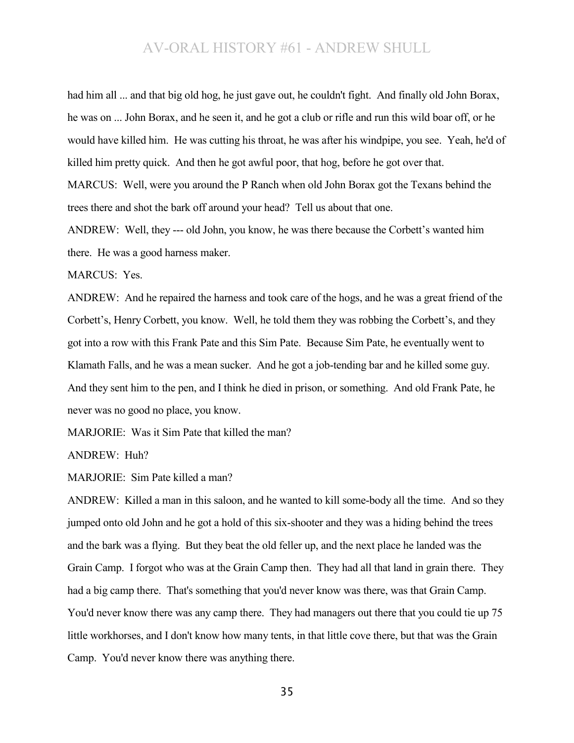had him all ... and that big old hog, he just gave out, he couldn't fight. And finally old John Borax, he was on ... John Borax, and he seen it, and he got a club or rifle and run this wild boar off, or he would have killed him. He was cutting his throat, he was after his windpipe, you see. Yeah, he'd of killed him pretty quick. And then he got awful poor, that hog, before he got over that.

MARCUS: Well, were you around the P Ranch when old John Borax got the Texans behind the trees there and shot the bark off around your head? Tell us about that one.

ANDREW: Well, they --- old John, you know, he was there because the Corbett's wanted him there. He was a good harness maker.

MARCUS: Yes.

ANDREW: And he repaired the harness and took care of the hogs, and he was a great friend of the Corbett's, Henry Corbett, you know. Well, he told them they was robbing the Corbett's, and they got into a row with this Frank Pate and this Sim Pate. Because Sim Pate, he eventually went to Klamath Falls, and he was a mean sucker. And he got a job-tending bar and he killed some guy. And they sent him to the pen, and I think he died in prison, or something. And old Frank Pate, he never was no good no place, you know.

MARJORIE: Was it Sim Pate that killed the man?

ANDREW: Huh?

MARJORIE: Sim Pate killed a man?

ANDREW: Killed a man in this saloon, and he wanted to kill some-body all the time. And so they jumped onto old John and he got a hold of this six-shooter and they was a hiding behind the trees and the bark was a flying. But they beat the old feller up, and the next place he landed was the Grain Camp. I forgot who was at the Grain Camp then. They had all that land in grain there. They had a big camp there. That's something that you'd never know was there, was that Grain Camp. You'd never know there was any camp there. They had managers out there that you could tie up 75 little workhorses, and I don't know how many tents, in that little cove there, but that was the Grain Camp. You'd never know there was anything there.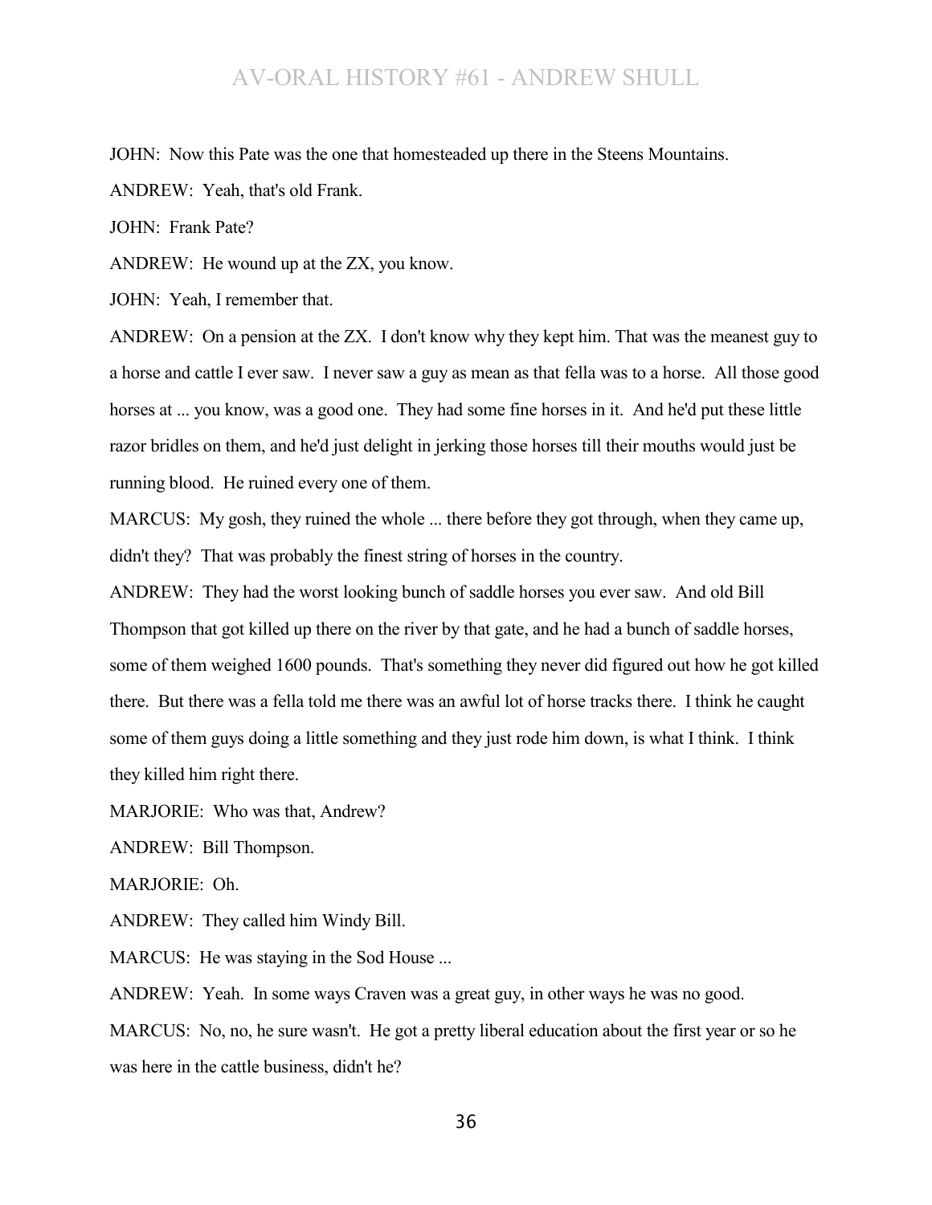JOHN: Now this Pate was the one that homesteaded up there in the Steens Mountains.

ANDREW: Yeah, that's old Frank.

JOHN: Frank Pate?

ANDREW: He wound up at the ZX, you know.

JOHN: Yeah, I remember that.

ANDREW: On a pension at the ZX. I don't know why they kept him. That was the meanest guy to a horse and cattle I ever saw. I never saw a guy as mean as that fella was to a horse. All those good horses at ... you know, was a good one. They had some fine horses in it. And he'd put these little razor bridles on them, and he'd just delight in jerking those horses till their mouths would just be running blood. He ruined every one of them.

MARCUS: My gosh, they ruined the whole ... there before they got through, when they came up, didn't they? That was probably the finest string of horses in the country.

ANDREW: They had the worst looking bunch of saddle horses you ever saw. And old Bill Thompson that got killed up there on the river by that gate, and he had a bunch of saddle horses, some of them weighed 1600 pounds. That's something they never did figured out how he got killed there. But there was a fella told me there was an awful lot of horse tracks there. I think he caught some of them guys doing a little something and they just rode him down, is what I think. I think they killed him right there.

MARJORIE: Who was that, Andrew?

ANDREW: Bill Thompson.

MARJORIE: Oh.

ANDREW: They called him Windy Bill.

MARCUS: He was staying in the Sod House ...

ANDREW: Yeah. In some ways Craven was a great guy, in other ways he was no good.

MARCUS: No, no, he sure wasn't. He got a pretty liberal education about the first year or so he was here in the cattle business, didn't he?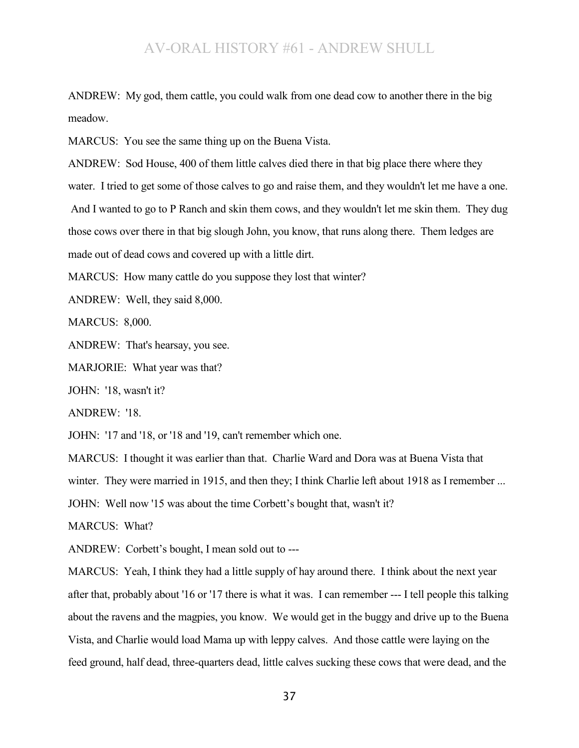ANDREW: My god, them cattle, you could walk from one dead cow to another there in the big meadow.

MARCUS: You see the same thing up on the Buena Vista.

ANDREW: Sod House, 400 of them little calves died there in that big place there where they water. I tried to get some of those calves to go and raise them, and they wouldn't let me have a one. And I wanted to go to P Ranch and skin them cows, and they wouldn't let me skin them. They dug those cows over there in that big slough John, you know, that runs along there. Them ledges are made out of dead cows and covered up with a little dirt.

MARCUS: How many cattle do you suppose they lost that winter?

ANDREW: Well, they said 8,000.

MARCUS: 8,000.

ANDREW: That's hearsay, you see.

MARJORIE: What year was that?

JOHN: '18, wasn't it?

ANDREW: '18.

JOHN: '17 and '18, or '18 and '19, can't remember which one.

MARCUS: I thought it was earlier than that. Charlie Ward and Dora was at Buena Vista that winter. They were married in 1915, and then they; I think Charlie left about 1918 as I remember ...

JOHN: Well now '15 was about the time Corbett's bought that, wasn't it?

MARCUS: What?

ANDREW: Corbett's bought, I mean sold out to ---

MARCUS: Yeah, I think they had a little supply of hay around there. I think about the next year after that, probably about '16 or '17 there is what it was. I can remember --- I tell people this talking about the ravens and the magpies, you know. We would get in the buggy and drive up to the Buena Vista, and Charlie would load Mama up with leppy calves. And those cattle were laying on the feed ground, half dead, three-quarters dead, little calves sucking these cows that were dead, and the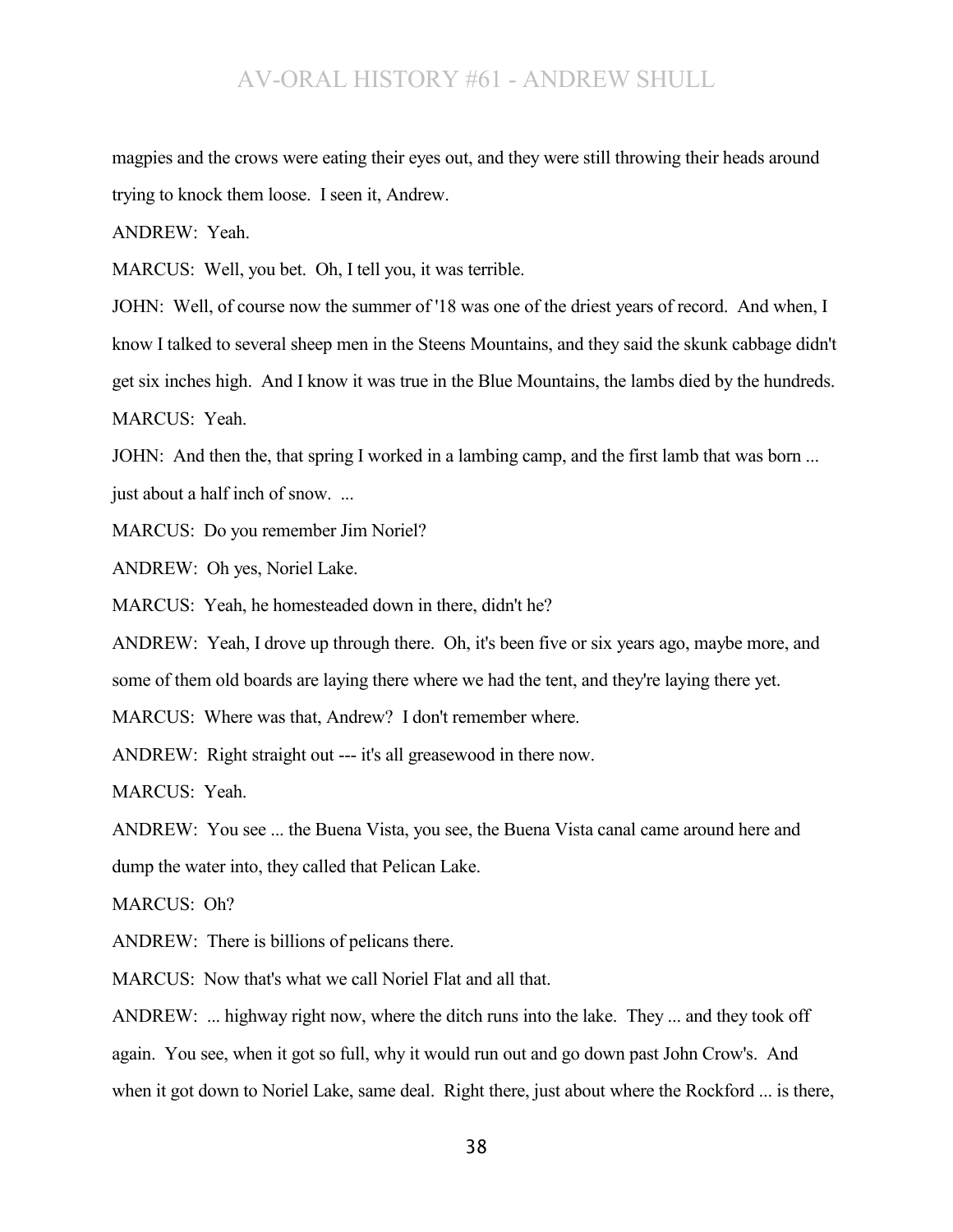magpies and the crows were eating their eyes out, and they were still throwing their heads around trying to knock them loose. I seen it, Andrew.

ANDREW: Yeah.

MARCUS: Well, you bet. Oh, I tell you, it was terrible.

JOHN: Well, of course now the summer of '18 was one of the driest years of record. And when, I know I talked to several sheep men in the Steens Mountains, and they said the skunk cabbage didn't get six inches high. And I know it was true in the Blue Mountains, the lambs died by the hundreds.

MARCUS: Yeah.

JOHN: And then the, that spring I worked in a lambing camp, and the first lamb that was born ... just about a half inch of snow. ...

MARCUS: Do you remember Jim Noriel?

ANDREW: Oh yes, Noriel Lake.

MARCUS: Yeah, he homesteaded down in there, didn't he?

ANDREW: Yeah, I drove up through there. Oh, it's been five or six years ago, maybe more, and some of them old boards are laying there where we had the tent, and they're laying there yet.

MARCUS: Where was that, Andrew? I don't remember where.

ANDREW: Right straight out --- it's all greasewood in there now.

MARCUS: Yeah.

ANDREW: You see ... the Buena Vista, you see, the Buena Vista canal came around here and dump the water into, they called that Pelican Lake.

MARCUS: Oh?

ANDREW: There is billions of pelicans there.

MARCUS: Now that's what we call Noriel Flat and all that.

ANDREW: ... highway right now, where the ditch runs into the lake. They ... and they took off again. You see, when it got so full, why it would run out and go down past John Crow's. And when it got down to Noriel Lake, same deal. Right there, just about where the Rockford ... is there,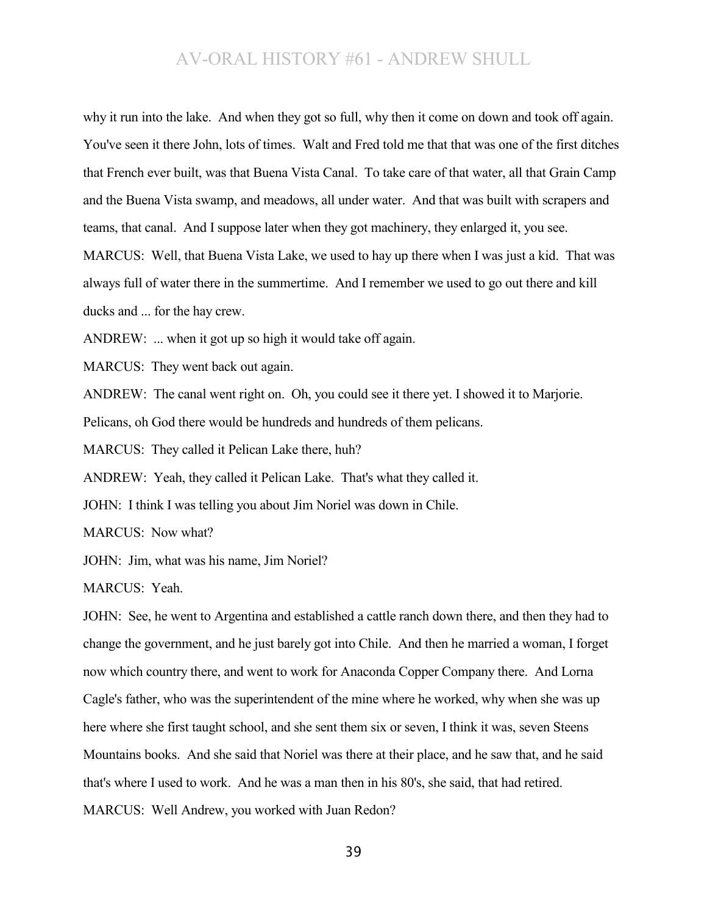why it run into the lake. And when they got so full, why then it come on down and took off again. You've seen it there John, lots of times. Walt and Fred told me that that was one of the first ditches that French ever built, was that Buena Vista Canal. To take care of that water, all that Grain Camp and the Buena Vista swamp, and meadows, all under water. And that was built with scrapers and teams, that canal. And I suppose later when they got machinery, they enlarged it, you see.

MARCUS: Well, that Buena Vista Lake, we used to hay up there when I was just a kid. That was always full of water there in the summertime. And I remember we used to go out there and kill ducks and ... for the hay crew.

ANDREW: ... when it got up so high it would take off again.

MARCUS: They went back out again.

ANDREW: The canal went right on. Oh, you could see it there yet. I showed it to Marjorie. Pelicans, oh God there would be hundreds and hundreds of them pelicans.

MARCUS: They called it Pelican Lake there, huh?

ANDREW: Yeah, they called it Pelican Lake. That's what they called it.

JOHN: I think I was telling you about Jim Noriel was down in Chile.

MARCUS: Now what?

JOHN: Jim, what was his name, Jim Noriel?

MARCUS: Yeah.

JOHN: See, he went to Argentina and established a cattle ranch down there, and then they had to change the government, and he just barely got into Chile. And then he married a woman, I forget now which country there, and went to work for Anaconda Copper Company there. And Lorna Cagle's father, who was the superintendent of the mine where he worked, why when she was up here where she first taught school, and she sent them six or seven, I think it was, seven Steens Mountains books. And she said that Noriel was there at their place, and he saw that, and he said that's where I used to work. And he was a man then in his 80's, she said, that had retired.

MARCUS: Well Andrew, you worked with Juan Redon?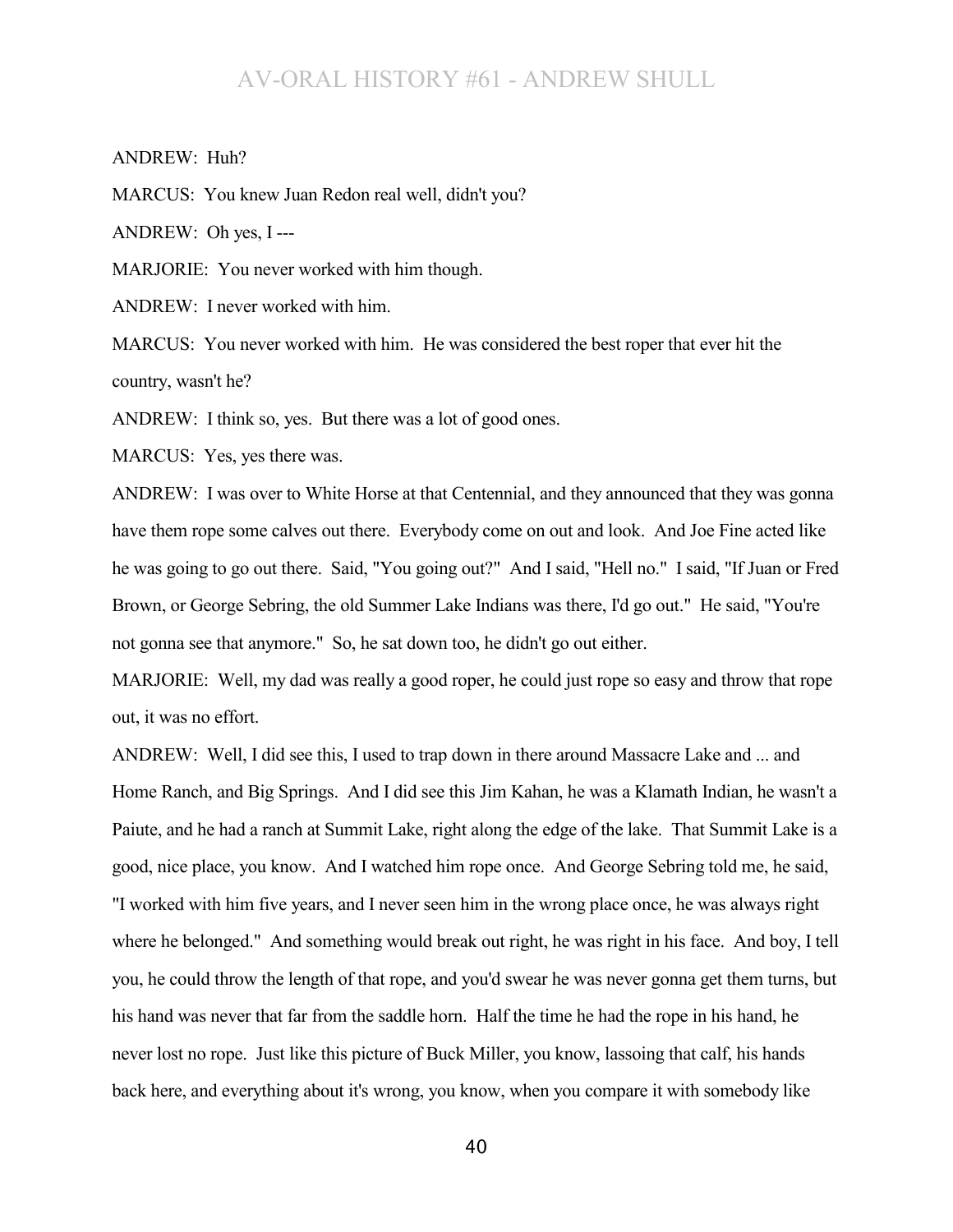ANDREW: Huh?

MARCUS: You knew Juan Redon real well, didn't you?

ANDREW: Oh yes, I ---

MARJORIE: You never worked with him though.

ANDREW: I never worked with him.

MARCUS: You never worked with him. He was considered the best roper that ever hit the country, wasn't he?

ANDREW: I think so, yes. But there was a lot of good ones.

MARCUS: Yes, yes there was.

ANDREW: I was over to White Horse at that Centennial, and they announced that they was gonna have them rope some calves out there. Everybody come on out and look. And Joe Fine acted like he was going to go out there. Said, "You going out?" And I said, "Hell no." I said, "If Juan or Fred Brown, or George Sebring, the old Summer Lake Indians was there, I'd go out." He said, "You're not gonna see that anymore." So, he sat down too, he didn't go out either.

MARJORIE: Well, my dad was really a good roper, he could just rope so easy and throw that rope out, it was no effort.

ANDREW: Well, I did see this, I used to trap down in there around Massacre Lake and ... and Home Ranch, and Big Springs. And I did see this Jim Kahan, he was a Klamath Indian, he wasn't a Paiute, and he had a ranch at Summit Lake, right along the edge of the lake. That Summit Lake is a good, nice place, you know. And I watched him rope once. And George Sebring told me, he said, "I worked with him five years, and I never seen him in the wrong place once, he was always right where he belonged." And something would break out right, he was right in his face. And boy, I tell you, he could throw the length of that rope, and you'd swear he was never gonna get them turns, but his hand was never that far from the saddle horn. Half the time he had the rope in his hand, he never lost no rope. Just like this picture of Buck Miller, you know, lassoing that calf, his hands back here, and everything about it's wrong, you know, when you compare it with somebody like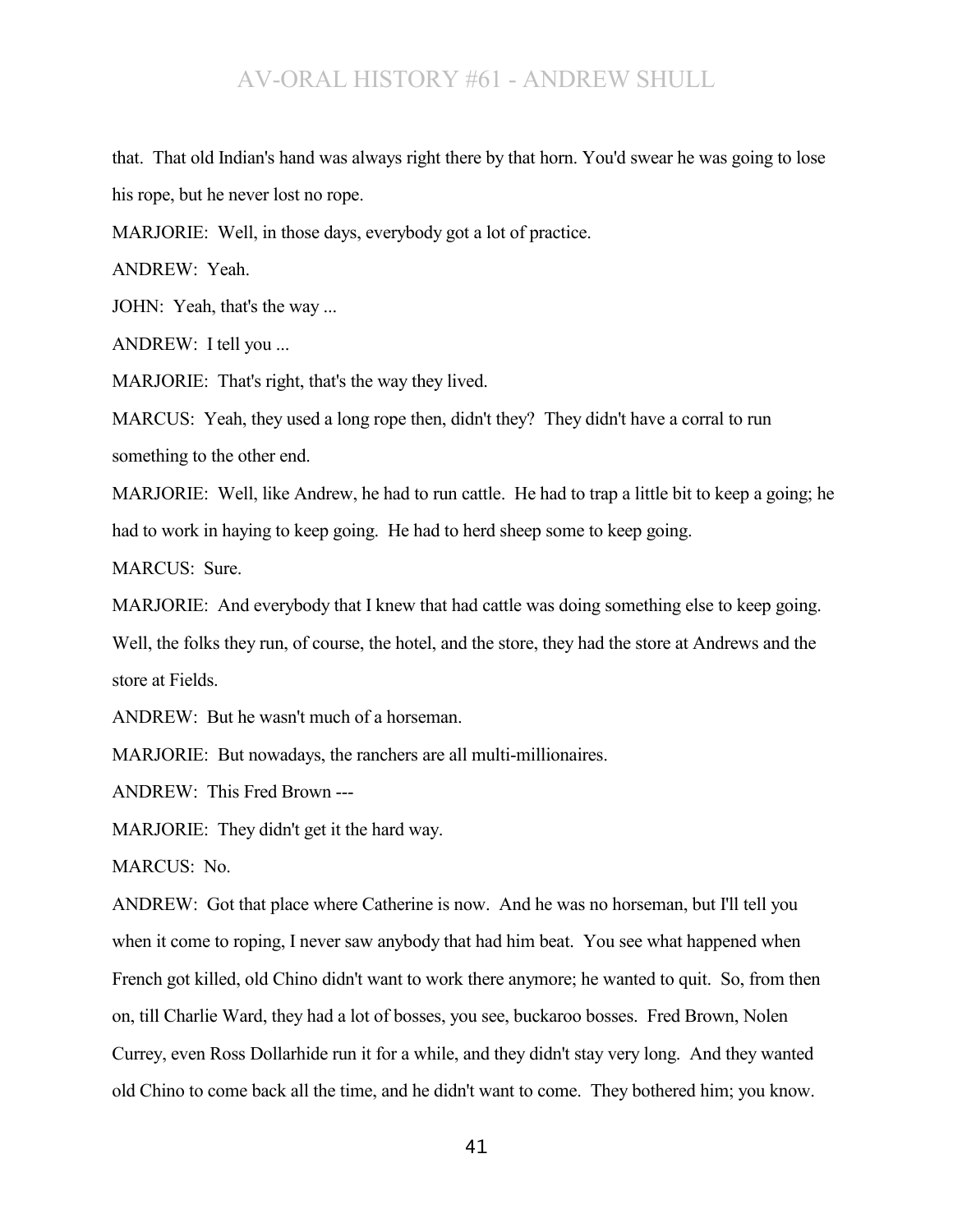that. That old Indian's hand was always right there by that horn. You'd swear he was going to lose his rope, but he never lost no rope.

MARJORIE: Well, in those days, everybody got a lot of practice.

ANDREW: Yeah.

JOHN: Yeah, that's the way ...

ANDREW: I tell you ...

MARJORIE: That's right, that's the way they lived.

MARCUS: Yeah, they used a long rope then, didn't they? They didn't have a corral to run something to the other end.

MARJORIE: Well, like Andrew, he had to run cattle. He had to trap a little bit to keep a going; he had to work in haying to keep going. He had to herd sheep some to keep going.

MARCUS: Sure.

MARJORIE: And everybody that I knew that had cattle was doing something else to keep going. Well, the folks they run, of course, the hotel, and the store, they had the store at Andrews and the store at Fields.

ANDREW: But he wasn't much of a horseman.

MARJORIE: But nowadays, the ranchers are all multi-millionaires.

ANDREW: This Fred Brown ---

MARJORIE: They didn't get it the hard way.

MARCUS: No.

ANDREW: Got that place where Catherine is now. And he was no horseman, but I'll tell you when it come to roping, I never saw anybody that had him beat. You see what happened when French got killed, old Chino didn't want to work there anymore; he wanted to quit. So, from then on, till Charlie Ward, they had a lot of bosses, you see, buckaroo bosses. Fred Brown, Nolen Currey, even Ross Dollarhide run it for a while, and they didn't stay very long. And they wanted old Chino to come back all the time, and he didn't want to come. They bothered him; you know.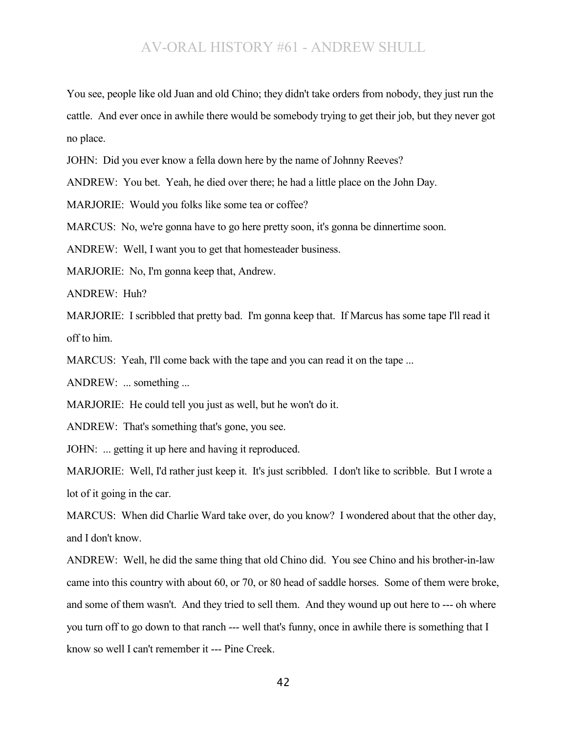You see, people like old Juan and old Chino; they didn't take orders from nobody, they just run the cattle. And ever once in awhile there would be somebody trying to get their job, but they never got no place.

JOHN: Did you ever know a fella down here by the name of Johnny Reeves?

ANDREW: You bet. Yeah, he died over there; he had a little place on the John Day.

MARJORIE: Would you folks like some tea or coffee?

MARCUS: No, we're gonna have to go here pretty soon, it's gonna be dinnertime soon.

ANDREW: Well, I want you to get that homesteader business.

MARJORIE: No, I'm gonna keep that, Andrew.

ANDREW: Huh?

MARJORIE: I scribbled that pretty bad. I'm gonna keep that. If Marcus has some tape I'll read it off to him.

MARCUS: Yeah, I'll come back with the tape and you can read it on the tape ...

ANDREW: ... something ...

MARJORIE: He could tell you just as well, but he won't do it.

ANDREW: That's something that's gone, you see.

JOHN: ... getting it up here and having it reproduced.

MARJORIE: Well, I'd rather just keep it. It's just scribbled. I don't like to scribble. But I wrote a lot of it going in the car.

MARCUS: When did Charlie Ward take over, do you know? I wondered about that the other day, and I don't know.

ANDREW: Well, he did the same thing that old Chino did. You see Chino and his brother-in-law came into this country with about 60, or 70, or 80 head of saddle horses. Some of them were broke, and some of them wasn't. And they tried to sell them. And they wound up out here to --- oh where you turn off to go down to that ranch --- well that's funny, once in awhile there is something that I know so well I can't remember it --- Pine Creek.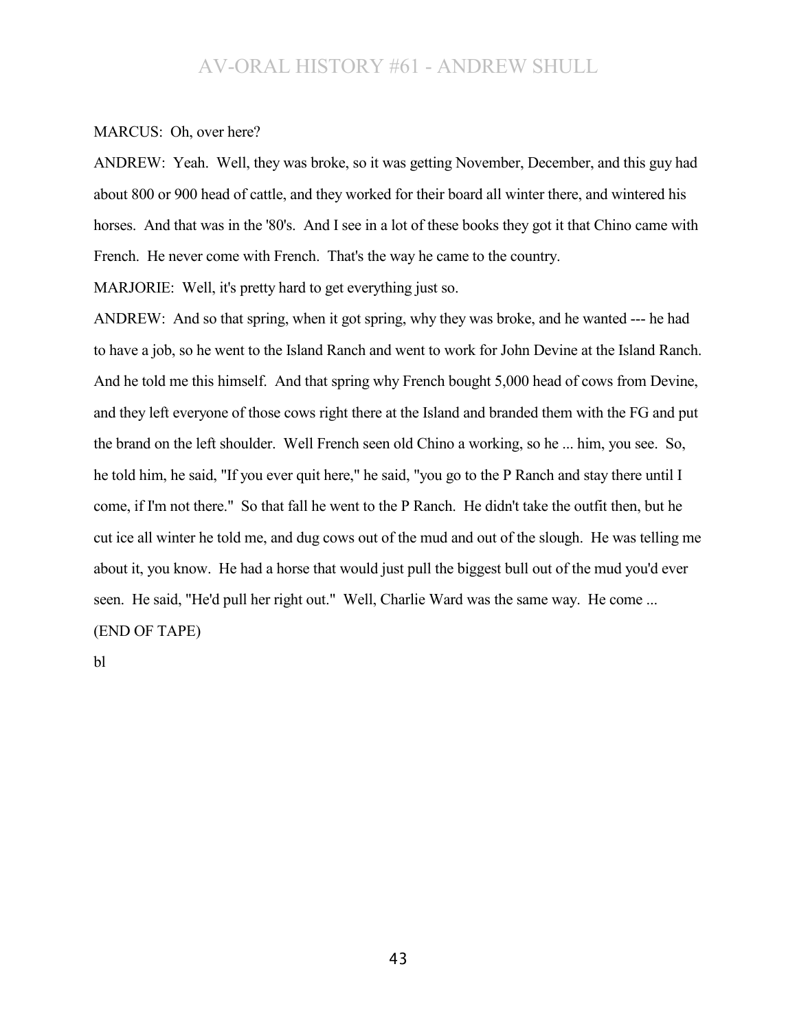MARCUS: Oh, over here?

ANDREW: Yeah. Well, they was broke, so it was getting November, December, and this guy had about 800 or 900 head of cattle, and they worked for their board all winter there, and wintered his horses. And that was in the '80's. And I see in a lot of these books they got it that Chino came with French. He never come with French. That's the way he came to the country.

MARJORIE: Well, it's pretty hard to get everything just so.

ANDREW: And so that spring, when it got spring, why they was broke, and he wanted --- he had to have a job, so he went to the Island Ranch and went to work for John Devine at the Island Ranch. And he told me this himself. And that spring why French bought 5,000 head of cows from Devine, and they left everyone of those cows right there at the Island and branded them with the FG and put the brand on the left shoulder. Well French seen old Chino a working, so he ... him, you see. So, he told him, he said, "If you ever quit here," he said, "you go to the P Ranch and stay there until I come, if I'm not there." So that fall he went to the P Ranch. He didn't take the outfit then, but he cut ice all winter he told me, and dug cows out of the mud and out of the slough. He was telling me about it, you know. He had a horse that would just pull the biggest bull out of the mud you'd ever seen. He said, "He'd pull her right out." Well, Charlie Ward was the same way. He come ...

(END OF TAPE)

bl